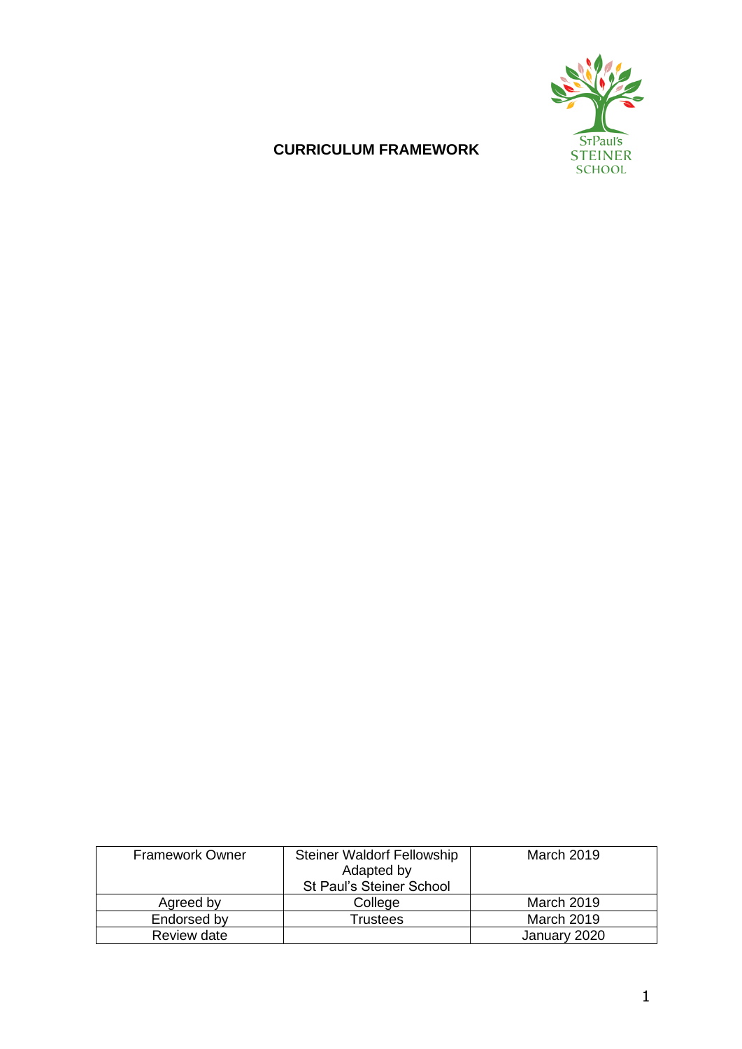# CURRICULUM FRAMEWORK

| Framework Owner | Steiner Waldorf Fellowship Adapted by St Paul's Steiner School | March 2019 |
|---|---|---|
| Agreed by | College | March 2019 |
| Endorsed by | Trustees | March 2019 |
| Review date | | January 2020 |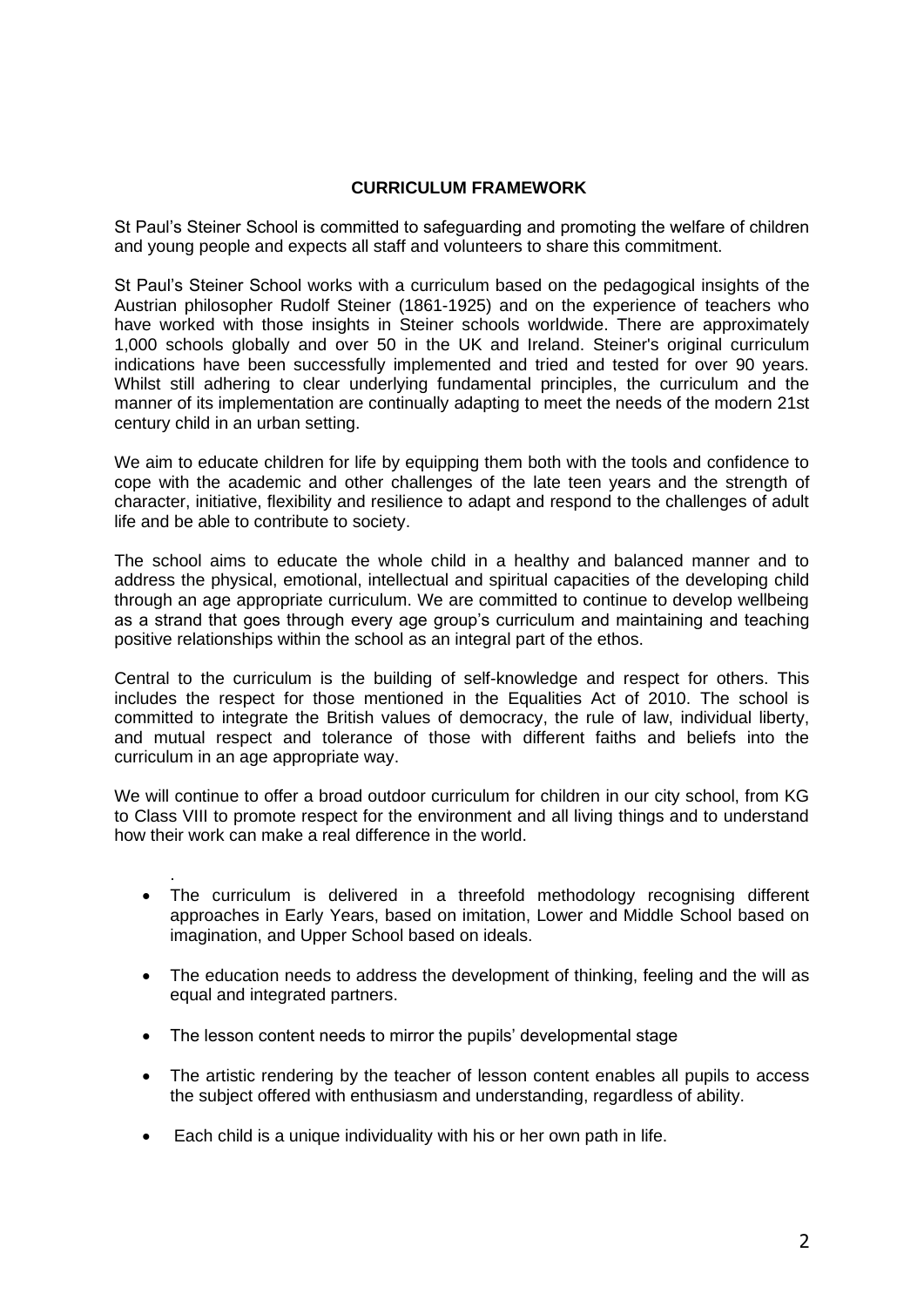## CURRICULUM FRAMEWORK

St Paul's Steiner School is committed to safeguarding and promoting the welfare of children and young people and expects all staff and volunteers to share this commitment.

St Paul's Steiner School works with a curriculum based on the pedagogical insights of the Austrian philosopher Rudolf Steiner (1861-1925) and on the experience of teachers who have worked with those insights in Steiner schools worldwide. There are approximately 1,000 schools globally and over 50 in the UK and Ireland. Steiner's original curriculum indications have been successfully implemented and tried and tested for over 90 years. Whilst still adhering to clear underlying fundamental principles, the curriculum and the manner of its implementation are continually adapting to meet the needs of the modern 21st century child in an urban setting.

We aim to educate children for life by equipping them both with the tools and confidence to cope with the academic and other challenges of the late teen years and the strength of character, initiative, flexibility and resilience to adapt and respond to the challenges of adult life and be able to contribute to society.

The school aims to educate the whole child in a healthy and balanced manner and to address the physical, emotional, intellectual and spiritual capacities of the developing child through an age appropriate curriculum. We are committed to continue to develop wellbeing as a strand that goes through every age group's curriculum and maintaining and teaching positive relationships within the school as an integral part of the ethos.

Central to the curriculum is the building of self-knowledge and respect for others. This includes the respect for those mentioned in the Equalities Act of 2010. The school is committed to integrate the British values of democracy, the rule of law, individual liberty, and mutual respect and tolerance of those with different faiths and beliefs into the curriculum in an age appropriate way.

We will continue to offer a broad outdoor curriculum for children in our city school, from KG to Class VIII to promote respect for the environment and all living things and to understand how their work can make a real difference in the world.

- The curriculum is delivered in a threefold methodology recognising different approaches in Early Years, based on imitation, Lower and Middle School based on imagination, and Upper School based on ideals.
- The education needs to address the development of thinking, feeling and the will as equal and integrated partners.
- The lesson content needs to mirror the pupils' developmental stage
- The artistic rendering by the teacher of lesson content enables all pupils to access the subject offered with enthusiasm and understanding, regardless of ability.
- Each child is a unique individuality with his or her own path in life.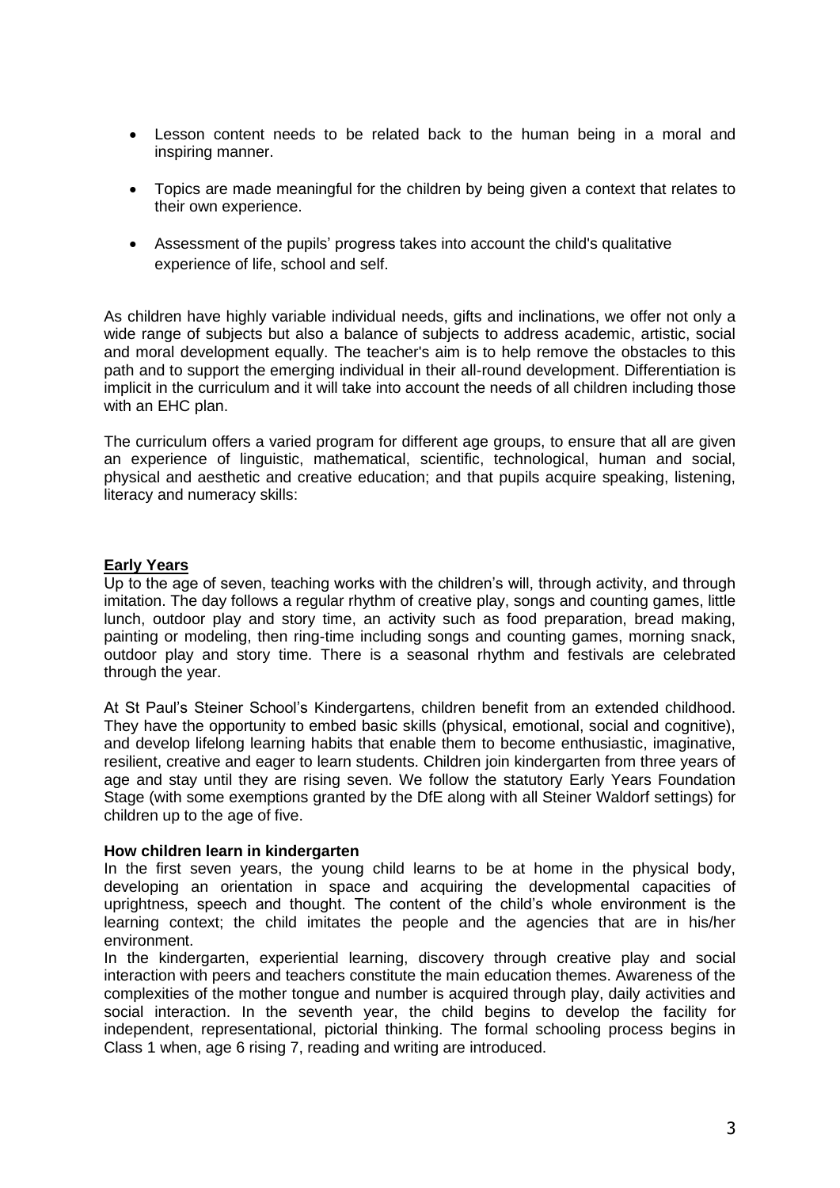- Lesson content needs to be related back to the human being in a moral and inspiring manner.
- Topics are made meaningful for the children by being given a context that relates to their own experience.
- Assessment of the pupils' progress takes into account the child's qualitative experience of life, school and self.

As children have highly variable individual needs, gifts and inclinations, we offer not only a wide range of subjects but also a balance of subjects to address academic, artistic, social and moral development equally. The teacher's aim is to help remove the obstacles to this path and to support the emerging individual in their all-round development. Differentiation is implicit in the curriculum and it will take into account the needs of all children including those with an EHC plan.

The curriculum offers a varied program for different age groups, to ensure that all are given an experience of linguistic, mathematical, scientific, technological, human and social, physical and aesthetic and creative education; and that pupils acquire speaking, listening, literacy and numeracy skills:

## Early Years

Up to the age of seven, teaching works with the children's will, through activity, and through imitation. The day follows a regular rhythm of creative play, songs and counting games, little lunch, outdoor play and story time, an activity such as food preparation, bread making, painting or modeling, then ring-time including songs and counting games, morning snack, outdoor play and story time. There is a seasonal rhythm and festivals are celebrated through the year.

At St Paul's Steiner School's Kindergartens, children benefit from an extended childhood. They have the opportunity to embed basic skills (physical, emotional, social and cognitive), and develop lifelong learning habits that enable them to become enthusiastic, imaginative, resilient, creative and eager to learn students. Children join kindergarten from three years of age and stay until they are rising seven. We follow the statutory Early Years Foundation Stage (with some exemptions granted by the DfE along with all Steiner Waldorf settings) for children up to the age of five.

### How children learn in kindergarten

In the first seven years, the young child learns to be at home in the physical body, developing an orientation in space and acquiring the developmental capacities of uprightness, speech and thought. The content of the child's whole environment is the learning context; the child imitates the people and the agencies that are in his/her environment.

In the kindergarten, experiential learning, discovery through creative play and social interaction with peers and teachers constitute the main education themes. Awareness of the complexities of the mother tongue and number is acquired through play, daily activities and social interaction. In the seventh year, the child begins to develop the facility for independent, representational, pictorial thinking. The formal schooling process begins in Class 1 when, age 6 rising 7, reading and writing are introduced.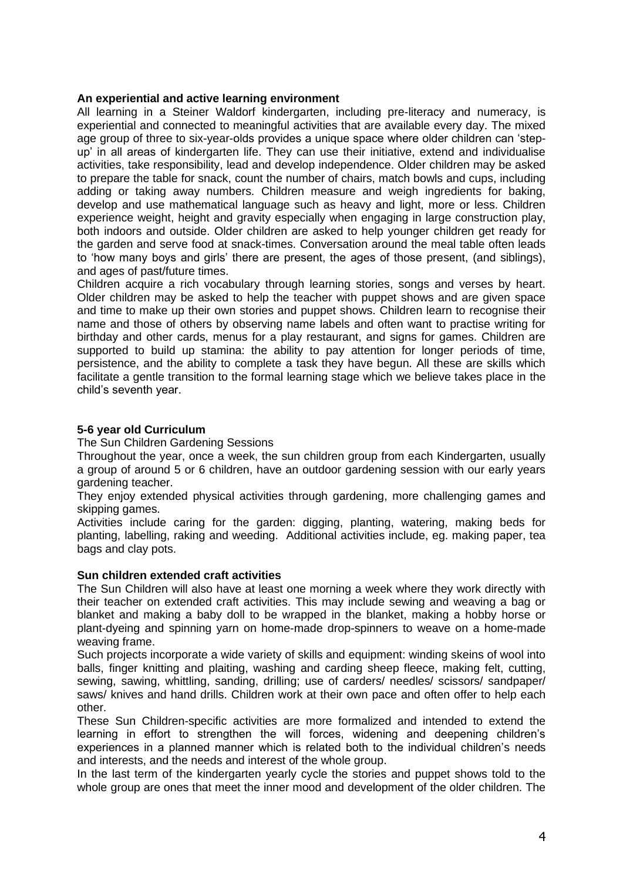**An experiential and active learning environment**

All learning in a Steiner Waldorf kindergarten, including pre-literacy and numeracy, is experiential and connected to meaningful activities that are available every day. The mixed age group of three to six-year-olds provides a unique space where older children can 'step-up' in all areas of kindergarten life. They can use their initiative, extend and individualise activities, take responsibility, lead and develop independence. Older children may be asked to prepare the table for snack, count the number of chairs, match bowls and cups, including adding or taking away numbers. Children measure and weigh ingredients for baking, develop and use mathematical language such as heavy and light, more or less. Children experience weight, height and gravity especially when engaging in large construction play, both indoors and outside. Older children are asked to help younger children get ready for the garden and serve food at snack-times. Conversation around the meal table often leads to 'how many boys and girls' there are present, the ages of those present, (and siblings), and ages of past/future times.

Children acquire a rich vocabulary through learning stories, songs and verses by heart. Older children may be asked to help the teacher with puppet shows and are given space and time to make up their own stories and puppet shows. Children learn to recognise their name and those of others by observing name labels and often want to practise writing for birthday and other cards, menus for a play restaurant, and signs for games. Children are supported to build up stamina: the ability to pay attention for longer periods of time, persistence, and the ability to complete a task they have begun. All these are skills which facilitate a gentle transition to the formal learning stage which we believe takes place in the child's seventh year.

**5-6 year old Curriculum**

The Sun Children Gardening Sessions

Throughout the year, once a week, the sun children group from each Kindergarten, usually a group of around 5 or 6 children, have an outdoor gardening session with our early years gardening teacher.

They enjoy extended physical activities through gardening, more challenging games and skipping games.

Activities include caring for the garden: digging, planting, watering, making beds for planting, labelling, raking and weeding. Additional activities include, eg. making paper, tea bags and clay pots.

**Sun children extended craft activities**

The Sun Children will also have at least one morning a week where they work directly with their teacher on extended craft activities. This may include sewing and weaving a bag or blanket and making a baby doll to be wrapped in the blanket, making a hobby horse or plant-dyeing and spinning yarn on home-made drop-spinners to weave on a home-made weaving frame.

Such projects incorporate a wide variety of skills and equipment: winding skeins of wool into balls, finger knitting and plaiting, washing and carding sheep fleece, making felt, cutting, sewing, sawing, whittling, sanding, drilling; use of carders/ needles/ scissors/ sandpaper/ saws/ knives and hand drills. Children work at their own pace and often offer to help each other.

These Sun Children-specific activities are more formalized and intended to extend the learning in effort to strengthen the will forces, widening and deepening children's experiences in a planned manner which is related both to the individual children's needs and interests, and the needs and interest of the whole group.

In the last term of the kindergarten yearly cycle the stories and puppet shows told to the whole group are ones that meet the inner mood and development of the older children. The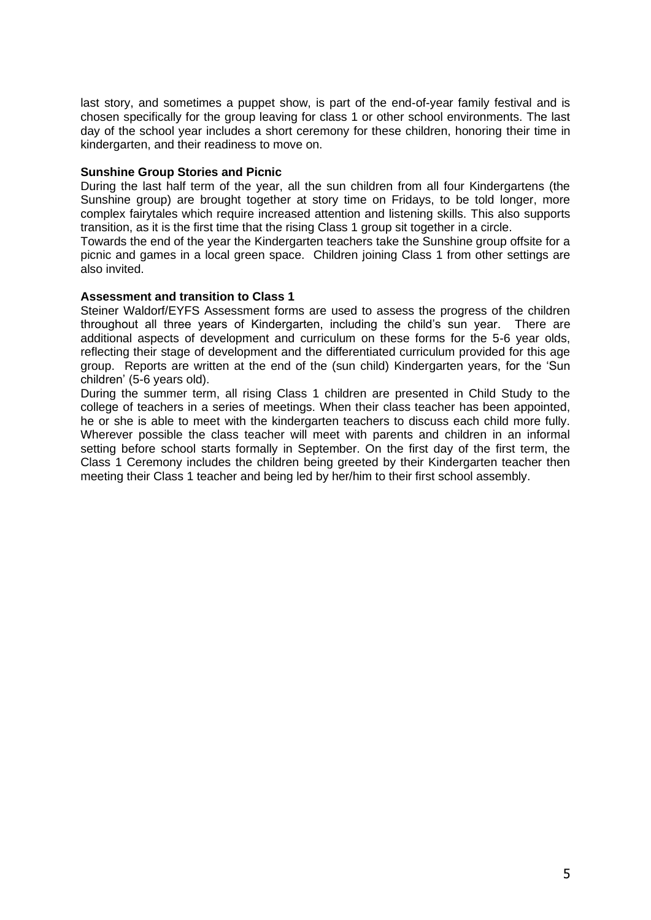last story, and sometimes a puppet show, is part of the end-of-year family festival and is chosen specifically for the group leaving for class 1 or other school environments. The last day of the school year includes a short ceremony for these children, honoring their time in kindergarten, and their readiness to move on.

**Sunshine Group Stories and Picnic**

During the last half term of the year, all the sun children from all four Kindergartens (the Sunshine group) are brought together at story time on Fridays, to be told longer, more complex fairytales which require increased attention and listening skills. This also supports transition, as it is the first time that the rising Class 1 group sit together in a circle.

Towards the end of the year the Kindergarten teachers take the Sunshine group offsite for a picnic and games in a local green space. Children joining Class 1 from other settings are also invited.

**Assessment and transition to Class 1**

Steiner Waldorf/EYFS Assessment forms are used to assess the progress of the children throughout all three years of Kindergarten, including the child's sun year. There are additional aspects of development and curriculum on these forms for the 5-6 year olds, reflecting their stage of development and the differentiated curriculum provided for this age group. Reports are written at the end of the (sun child) Kindergarten years, for the 'Sun children' (5-6 years old).

During the summer term, all rising Class 1 children are presented in Child Study to the college of teachers in a series of meetings. When their class teacher has been appointed, he or she is able to meet with the kindergarten teachers to discuss each child more fully. Wherever possible the class teacher will meet with parents and children in an informal setting before school starts formally in September. On the first day of the first term, the Class 1 Ceremony includes the children being greeted by their Kindergarten teacher then meeting their Class 1 teacher and being led by her/him to their first school assembly.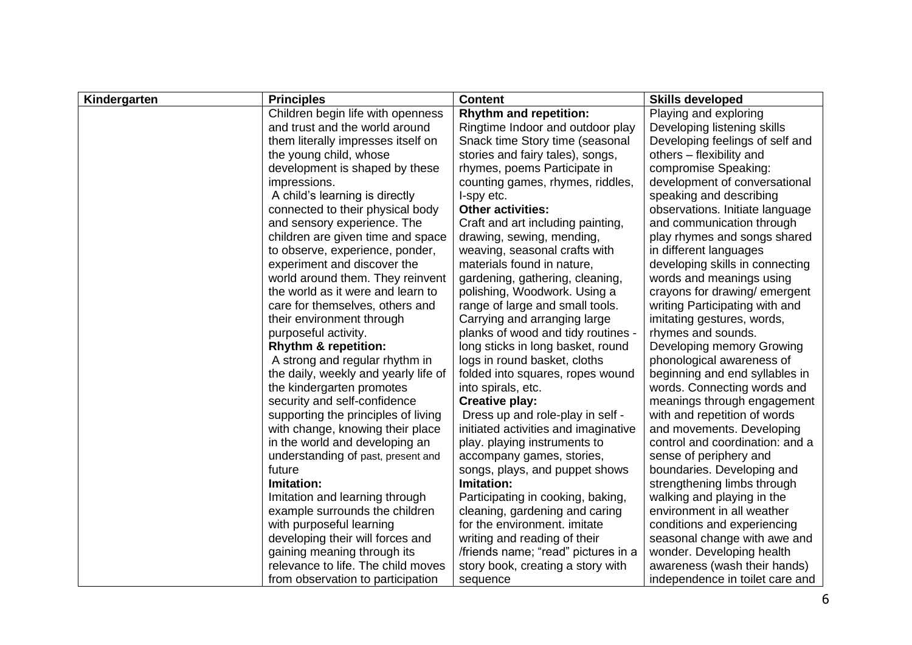| Kindergarten | Principles | Content | Skills developed |
|---|---|---|---|
| | Children begin life with openness and trust and the world around them literally impresses itself on the young child, whose development is shaped by these impressions.<br>A child's learning is directly connected to their physical body and sensory experience. The children are given time and space to observe, experience, ponder, experiment and discover the world around them. They reinvent the world as it were and learn to care for themselves, others and their environment through purposeful activity.<br>**Rhythm & repetition:**<br>A strong and regular rhythm in the daily, weekly and yearly life of the kindergarten promotes security and self-confidence supporting the principles of living with change, knowing their place in the world and developing an understanding of past, present and future<br>**Imitation:**<br>Imitation and learning through example surrounds the children with purposeful learning developing their will forces and gaining meaning through its relevance to life. The child moves from observation to participation | **Rhythm and repetition:**<br>Ringtime Indoor and outdoor play Snack time Story time (seasonal stories and fairy tales), songs, rhymes, poems Participate in counting games, rhymes, riddles, I-spy etc.<br>**Other activities:**<br>Craft and art including painting, drawing, sewing, mending, weaving, seasonal crafts with materials found in nature, gardening, gathering, cleaning, polishing, Woodwork. Using a range of large and small tools. Carrying and arranging large planks of wood and tidy routines - long sticks in long basket, round logs in round basket, cloths folded into squares, ropes wound into spirals, etc.<br>**Creative play:**<br>Dress up and role-play in self - initiated activities and imaginative play. playing instruments to accompany games, stories, songs, plays, and puppet shows<br>**Imitation:**<br>Participating in cooking, baking, cleaning, gardening and caring for the environment. imitate writing and reading of their /friends name; "read" pictures in a story book, creating a story with sequence | Playing and exploring<br>Developing listening skills<br>Developing feelings of self and others – flexibility and compromise Speaking: development of conversational speaking and describing observations. Initiate language and communication through play rhymes and songs shared in different languages developing skills in connecting words and meanings using crayons for drawing/ emergent writing Participating with and imitating gestures, words, rhymes and sounds.<br>Developing memory Growing phonological awareness of beginning and end syllables in words. Connecting words and meanings through engagement with and repetition of words and movements. Developing control and coordination: and a sense of periphery and boundaries. Developing and strengthening limbs through walking and playing in the environment in all weather conditions and experiencing seasonal change with awe and wonder. Developing health awareness (wash their hands) independence in toilet care and |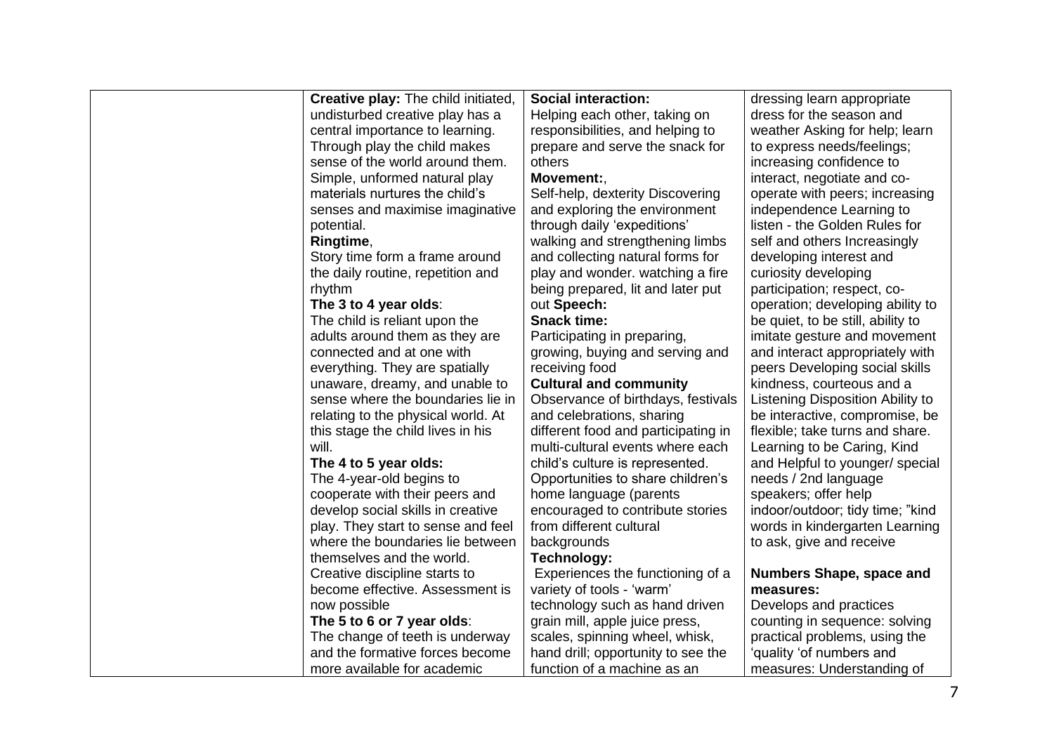| | | | |
|---|---|---|---|
| | **Creative play:** The child initiated, undisturbed creative play has a central importance to learning. Through play the child makes sense of the world around them. Simple, unformed natural play materials nurtures the child's senses and maximise imaginative potential.<br>**Ringtime**,<br>Story time form a frame around the daily routine, repetition and rhythm<br>**The 3 to 4 year olds**:<br>The child is reliant upon the adults around them as they are connected and at one with everything. They are spatially unaware, dreamy, and unable to sense where the boundaries lie in relating to the physical world. At this stage the child lives in his will.<br>**The 4 to 5 year olds:**<br>The 4-year-old begins to cooperate with their peers and develop social skills in creative play. They start to sense and feel where the boundaries lie between themselves and the world. Creative discipline starts to become effective. Assessment is now possible<br>**The 5 to 6 or 7 year olds**:<br>The change of teeth is underway and the formative forces become more available for academic | **Social interaction:**<br>Helping each other, taking on responsibilities, and helping to prepare and serve the snack for others<br>**Movement:**,<br>Self-help, dexterity Discovering and exploring the environment through daily 'expeditions' walking and strengthening limbs and collecting natural forms for play and wonder. watching a fire being prepared, lit and later put out **Speech:**<br>**Snack time:**<br>Participating in preparing, growing, buying and serving and receiving food<br>**Cultural and community**<br>Observance of birthdays, festivals and celebrations, sharing different food and participating in multi-cultural events where each child's culture is represented. Opportunities to share children's home language (parents encouraged to contribute stories from different cultural backgrounds<br>**Technology:**<br>Experiences the functioning of a variety of tools - 'warm' technology such as hand driven grain mill, apple juice press, scales, spinning wheel, whisk, hand drill; opportunity to see the function of a machine as an | dressing learn appropriate dress for the season and weather Asking for help; learn to express needs/feelings; increasing confidence to interact, negotiate and co-operate with peers; increasing independence Learning to listen - the Golden Rules for self and others Increasingly developing interest and curiosity developing participation; respect, co-operation; developing ability to be quiet, to be still, ability to imitate gesture and movement and interact appropriately with peers Developing social skills kindness, courteous and a Listening Disposition Ability to be interactive, compromise, be flexible; take turns and share. Learning to be Caring, Kind and Helpful to younger/ special needs / 2nd language speakers; offer help indoor/outdoor; tidy time; "kind words in kindergarten Learning to ask, give and receive<br><br>**Numbers Shape, space and measures:**<br>Develops and practices counting in sequence: solving practical problems, using the 'quality 'of numbers and measures: Understanding of |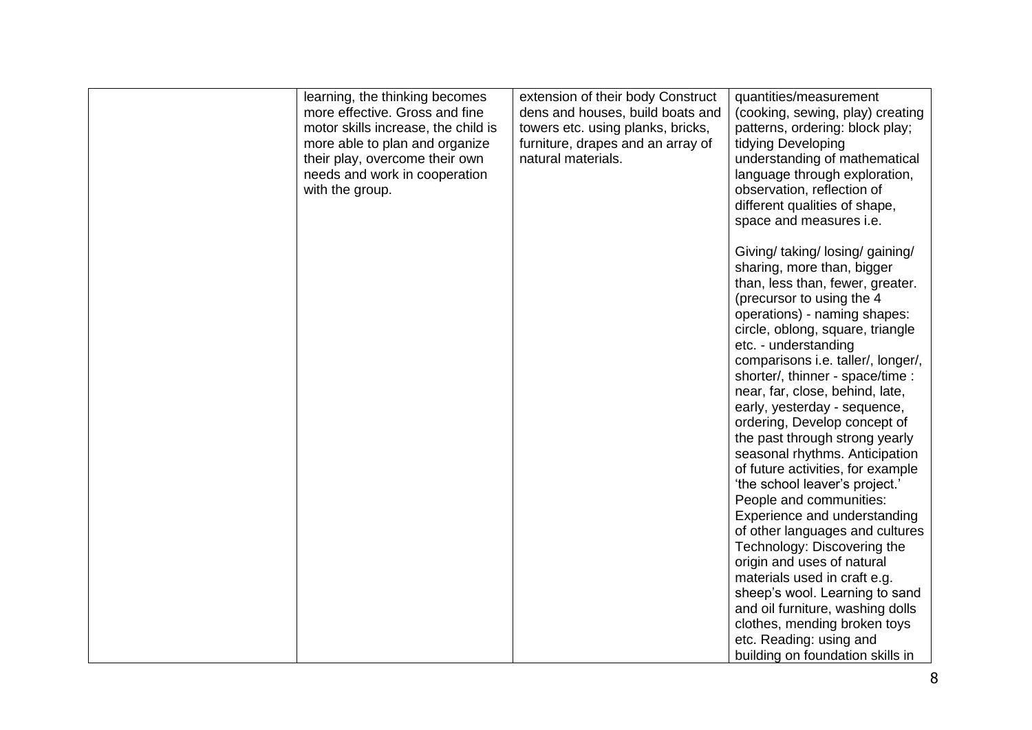|  |  |  |  |
|---|---|---|---|
|  | learning, the thinking becomes more effective. Gross and fine motor skills increase, the child is more able to plan and organize their play, overcome their own needs and work in cooperation with the group. | extension of their body Construct dens and houses, build boats and towers etc. using planks, bricks, furniture, drapes and an array of natural materials. | quantities/measurement (cooking, sewing, play) creating patterns, ordering: block play; tidying Developing understanding of mathematical language through exploration, observation, reflection of different qualities of shape, space and measures i.e.<br><br>Giving/ taking/ losing/ gaining/ sharing, more than, bigger than, less than, fewer, greater. (precursor to using the 4 operations) - naming shapes: circle, oblong, square, triangle etc. - understanding comparisons i.e. taller/, longer/, shorter/, thinner - space/time : near, far, close, behind, late, early, yesterday - sequence, ordering, Develop concept of the past through strong yearly seasonal rhythms. Anticipation of future activities, for example 'the school leaver's project.' People and communities: Experience and understanding of other languages and cultures Technology: Discovering the origin and uses of natural materials used in craft e.g. sheep's wool. Learning to sand and oil furniture, washing dolls clothes, mending broken toys etc. Reading: using and building on foundation skills in |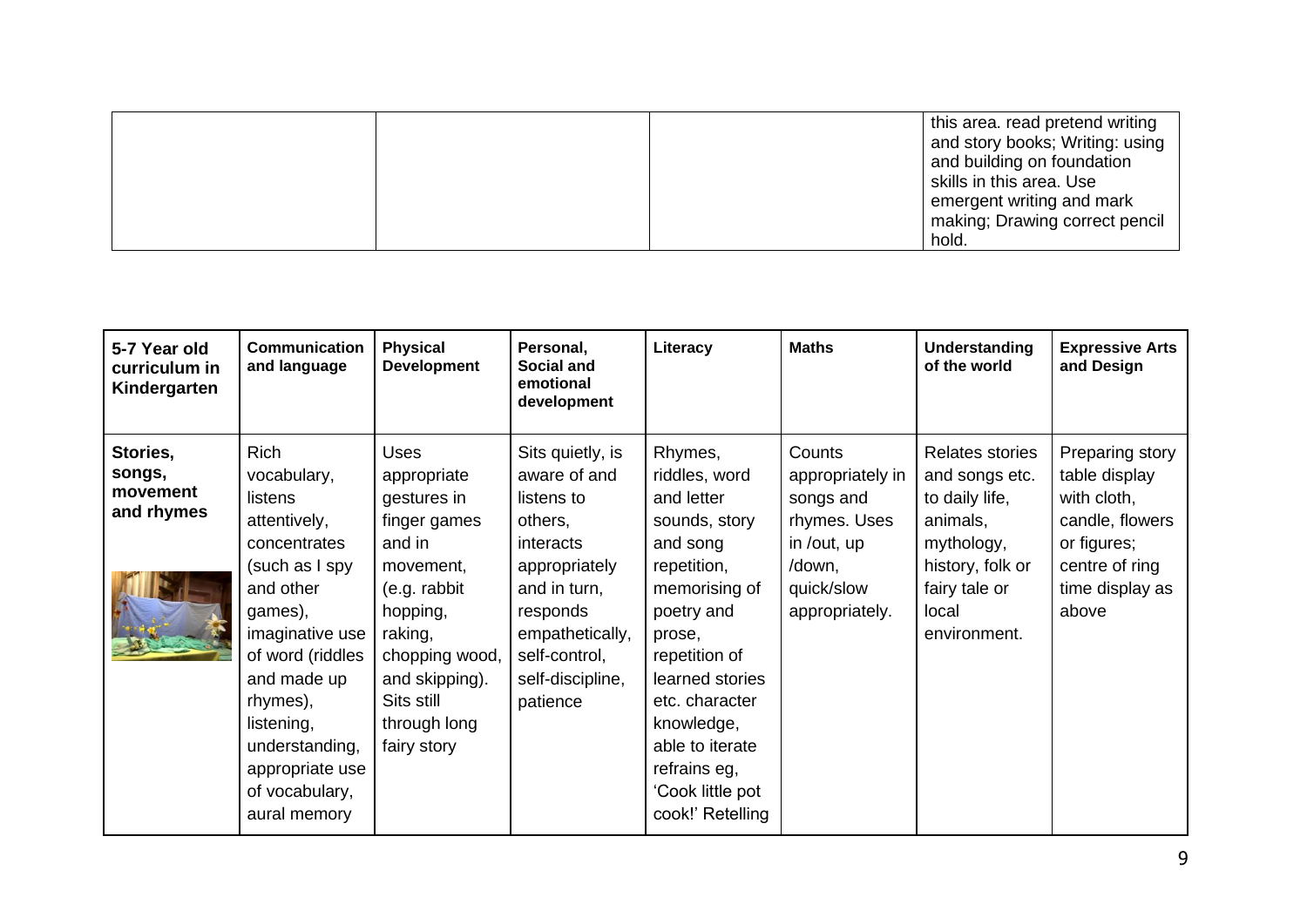| | | | this area. read pretend writing and story books; Writing: using and building on foundation skills in this area. Use emergent writing and mark making; Drawing correct pencil hold. |
|---|---|---|---|

| 5-7 Year old curriculum in Kindergarten | Communication and language | Physical Development | Personal, Social and emotional development | Literacy | Maths | Understanding of the world | Expressive Arts and Design |
|---|---|---|---|---|---|---|---|
| **Stories, songs, movement and rhymes** | Rich vocabulary, listens attentively, concentrates (such as I spy and other games), imaginative use of word (riddles and made up rhymes), listening, understanding, appropriate use of vocabulary, aural memory | Uses appropriate gestures in finger games and in movement, (e.g. rabbit hopping, raking, chopping wood, and skipping). Sits still through long fairy story | Sits quietly, is aware of and listens to others, interacts appropriately and in turn, responds empathetically, self-control, self-discipline, patience | Rhymes, riddles, word and letter sounds, story and song repetition, memorising of poetry and prose, repetition of learned stories etc. character knowledge, able to iterate refrains eg, 'Cook little pot cook!' Retelling | Counts appropriately in songs and rhymes. Uses in /out, up /down, quick/slow appropriately. | Relates stories and songs etc. to daily life, animals, mythology, history, folk or fairy tale or local environment. | Preparing story table display with cloth, candle, flowers or figures; centre of ring time display as above |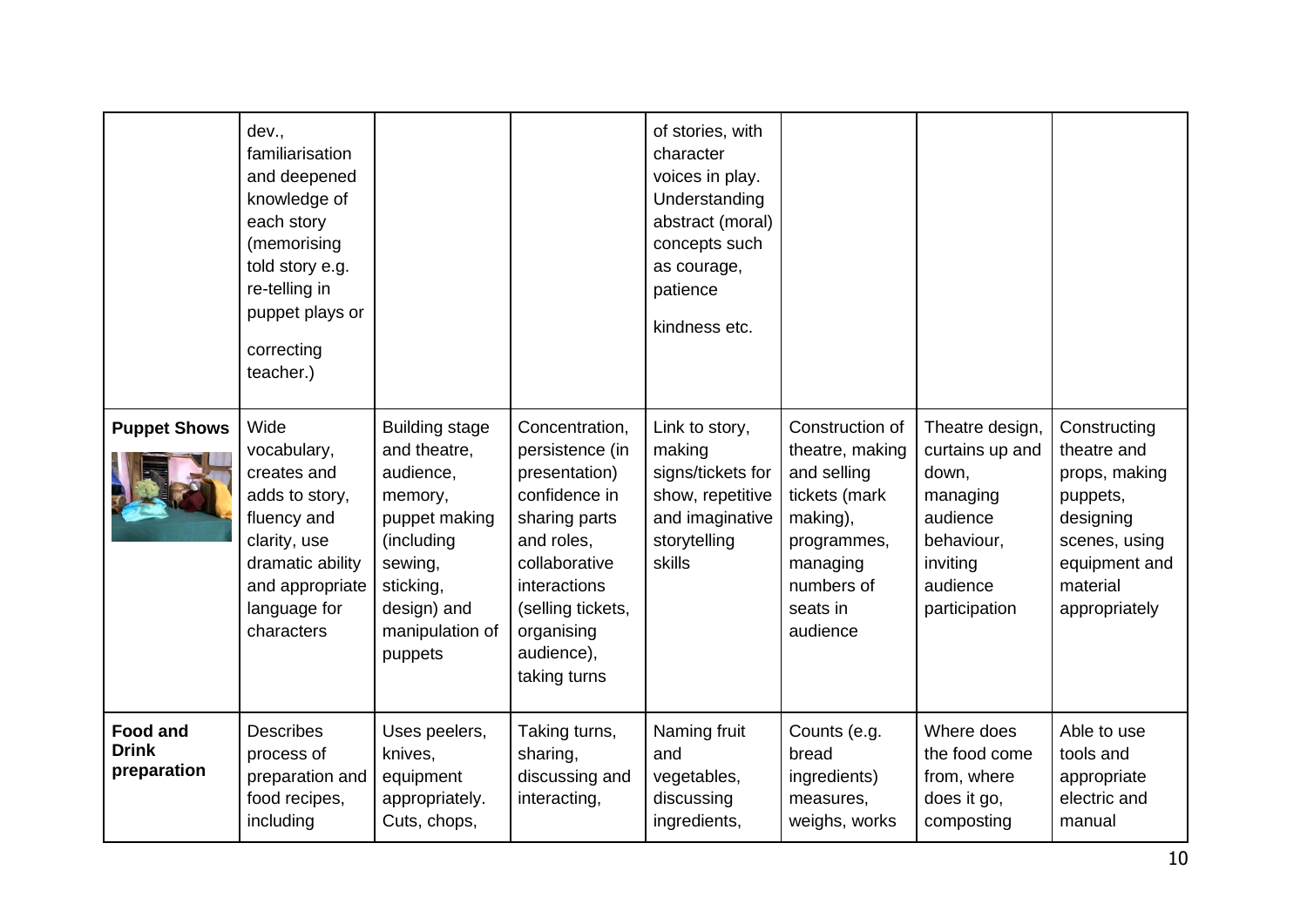| | | | | | | | |
|---|---|---|---|---|---|---|---|
| | dev., familiarisation and deepened knowledge of each story (memorising told story e.g. re-telling in puppet plays or correcting teacher.) | | | of stories, with character voices in play. Understanding abstract (moral) concepts such as courage, patience kindness etc. | | | |
| **Puppet Shows** | Wide vocabulary, creates and adds to story, fluency and clarity, use dramatic ability and appropriate language for characters | Building stage and theatre, audience, memory, puppet making (including sewing, sticking, design) and manipulation of puppets | Concentration, persistence (in presentation) confidence in sharing parts and roles, collaborative interactions (selling tickets, organising audience), taking turns | Link to story, making signs/tickets for show, repetitive and imaginative storytelling skills | Construction of theatre, making and selling tickets (mark making), programmes, managing numbers of seats in audience | Theatre design, curtains up and down, managing audience behaviour, inviting audience participation | Constructing theatre and props, making puppets, designing scenes, using equipment and material appropriately |
| **Food and Drink preparation** | Describes process of preparation and food recipes, including | Uses peelers, knives, equipment appropriately. Cuts, chops, | Taking turns, sharing, discussing and interacting, | Naming fruit and vegetables, discussing ingredients, | Counts (e.g. bread ingredients) measures, weighs, works | Where does the food come from, where does it go, composting | Able to use tools and appropriate electric and manual |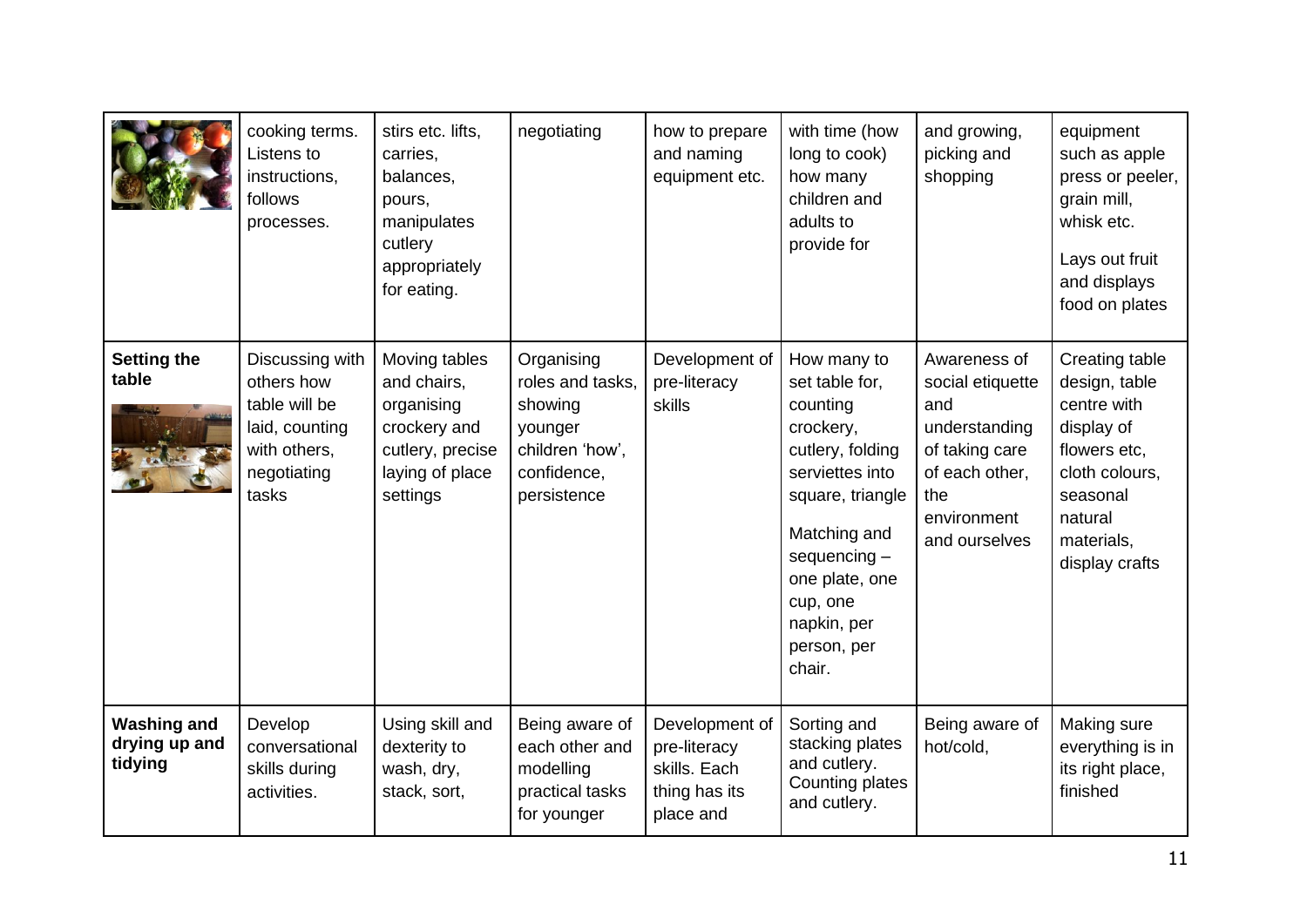| | cooking terms. Listens to instructions, follows processes. | stirs etc. lifts, carries, balances, pours, manipulates cutlery appropriately for eating. | negotiating | how to prepare and naming equipment etc. | with time (how long to cook) how many children and adults to provide for | and growing, picking and shopping | equipment such as apple press or peeler, grain mill, whisk etc. Lays out fruit and displays food on plates |
|---|---|---|---|---|---|---|---|
| **Setting the table** | Discussing with others how table will be laid, counting with others, negotiating tasks | Moving tables and chairs, organising crockery and cutlery, precise laying of place settings | Organising roles and tasks, showing younger children 'how', confidence, persistence | Development of pre-literacy skills | How many to set table for, counting crockery, cutlery, folding serviettes into square, triangle Matching and sequencing – one plate, one cup, one napkin, per person, per chair. | Awareness of social etiquette and understanding of taking care of each other, the environment and ourselves | Creating table design, table centre with display of flowers etc, cloth colours, seasonal natural materials, display crafts |
| **Washing and drying up and tidying** | Develop conversational skills during activities. | Using skill and dexterity to wash, dry, stack, sort, | Being aware of each other and modelling practical tasks for younger | Development of pre-literacy skills. Each thing has its place and | Sorting and stacking plates and cutlery. Counting plates and cutlery. | Being aware of hot/cold, | Making sure everything is in its right place, finished |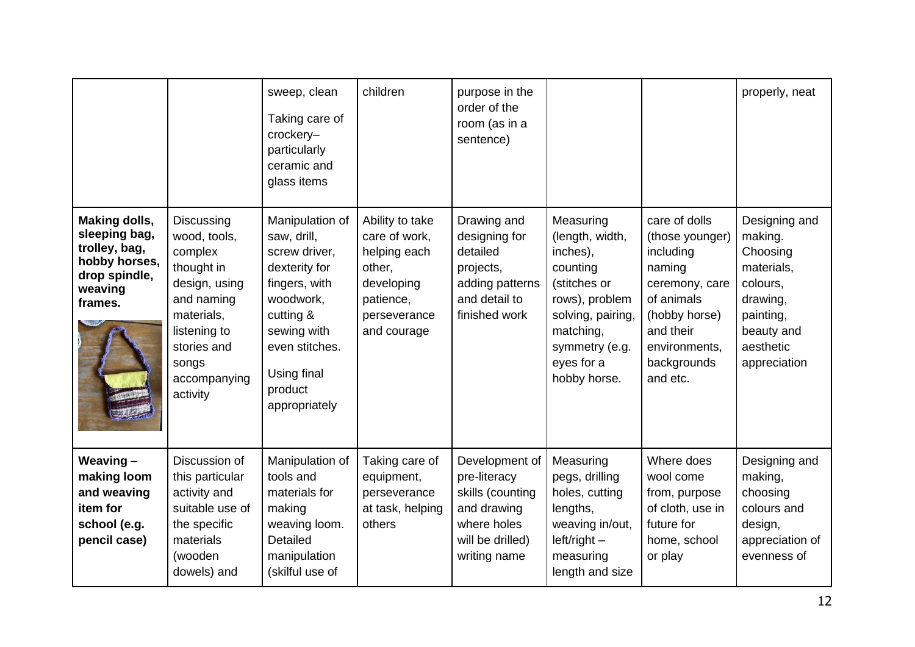| | | | | | | | |
|---|---|---|---|---|---|---|---|
| | | sweep, clean<br>Taking care of crockery– particularly ceramic and glass items | children | purpose in the order of the room (as in a sentence) | | | properly, neat |
| **Making dolls, sleeping bag, trolley, bag, hobby horses, drop spindle, weaving frames.** | Discussing wood, tools, complex thought in design, using and naming materials, listening to stories and songs accompanying activity | Manipulation of saw, drill, screw driver, dexterity for fingers, with woodwork, cutting & sewing with even stitches.<br>Using final product appropriately | Ability to take care of work, helping each other, developing patience, perseverance and courage | Drawing and designing for detailed projects, adding patterns and detail to finished work | Measuring (length, width, inches), counting (stitches or rows), problem solving, pairing, matching, symmetry (e.g. eyes for a hobby horse. | care of dolls (those younger) including naming ceremony, care of animals (hobby horse) and their environments, backgrounds and etc. | Designing and making. Choosing materials, colours, drawing, painting, beauty and aesthetic appreciation |
| **Weaving – making loom and weaving item for school (e.g. pencil case)** | Discussion of this particular activity and suitable use of the specific materials (wooden dowels) and | Manipulation of tools and materials for making weaving loom. Detailed manipulation (skilful use of | Taking care of equipment, perseverance at task, helping others | Development of pre-literacy skills (counting and drawing where holes will be drilled) writing name | Measuring pegs, drilling holes, cutting lengths, weaving in/out, left/right – measuring length and size | Where does wool come from, purpose of cloth, use in future for home, school or play | Designing and making, choosing colours and design, appreciation of evenness of |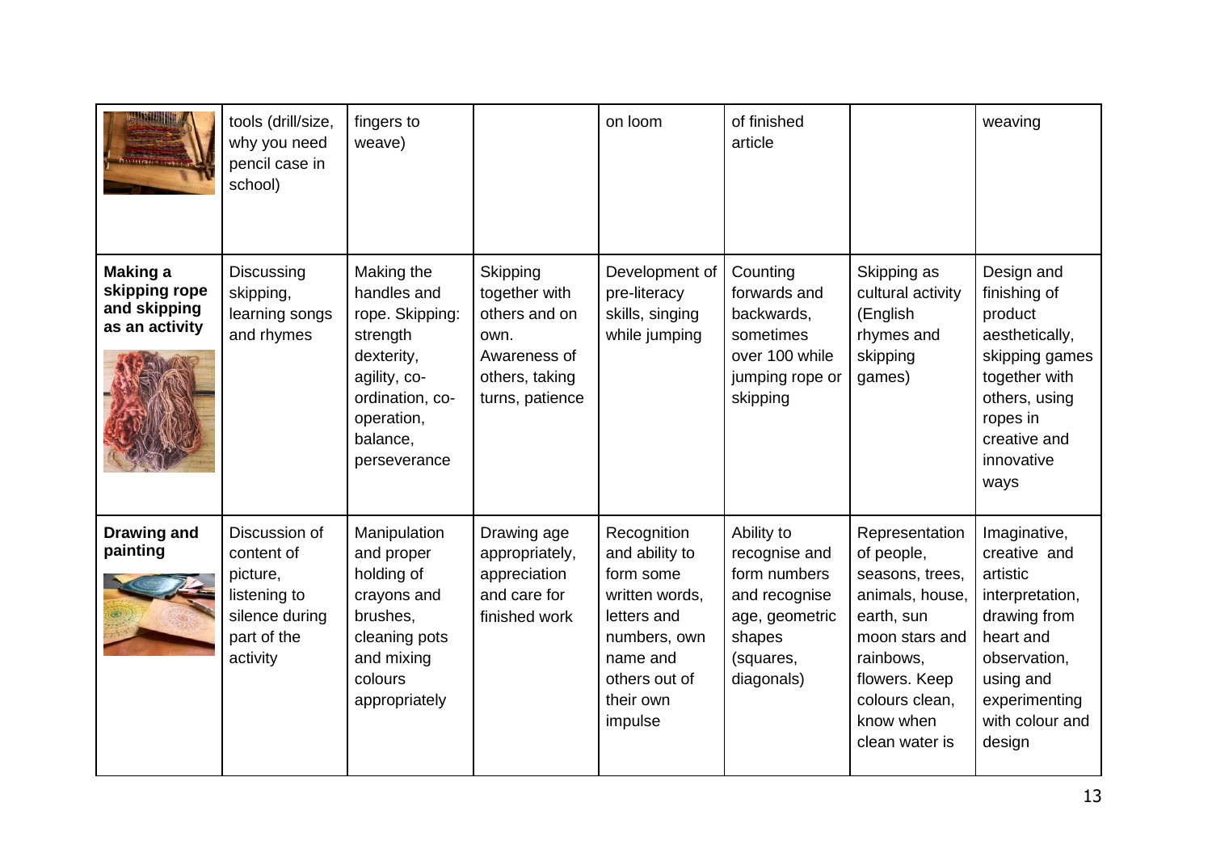| | | | | | | | |
|---|---|---|---|---|---|---|---|
| | tools (drill/size, why you need pencil case in school) | fingers to weave) | | on loom | of finished article | | weaving |
| **Making a skipping rope and skipping as an activity** | Discussing skipping, learning songs and rhymes | Making the handles and rope. Skipping: strength dexterity, agility, co-ordination, co-operation, balance, perseverance | Skipping together with others and on own. Awareness of others, taking turns, patience | Development of pre-literacy skills, singing while jumping | Counting forwards and backwards, sometimes over 100 while jumping rope or skipping | Skipping as cultural activity (English rhymes and skipping games) | Design and finishing of product aesthetically, skipping games together with others, using ropes in creative and innovative ways |
| **Drawing and painting** | Discussion of content of picture, listening to silence during part of the activity | Manipulation and proper holding of crayons and brushes, cleaning pots and mixing colours appropriately | Drawing age appropriately, appreciation and care for finished work | Recognition and ability to form some written words, letters and numbers, own name and others out of their own impulse | Ability to recognise and form numbers and recognise age, geometric shapes (squares, diagonals) | Representation of people, seasons, trees, animals, house, earth, sun moon stars and rainbows, flowers. Keep colours clean, know when clean water is | Imaginative, creative and artistic interpretation, drawing from heart and observation, using and experimenting with colour and design |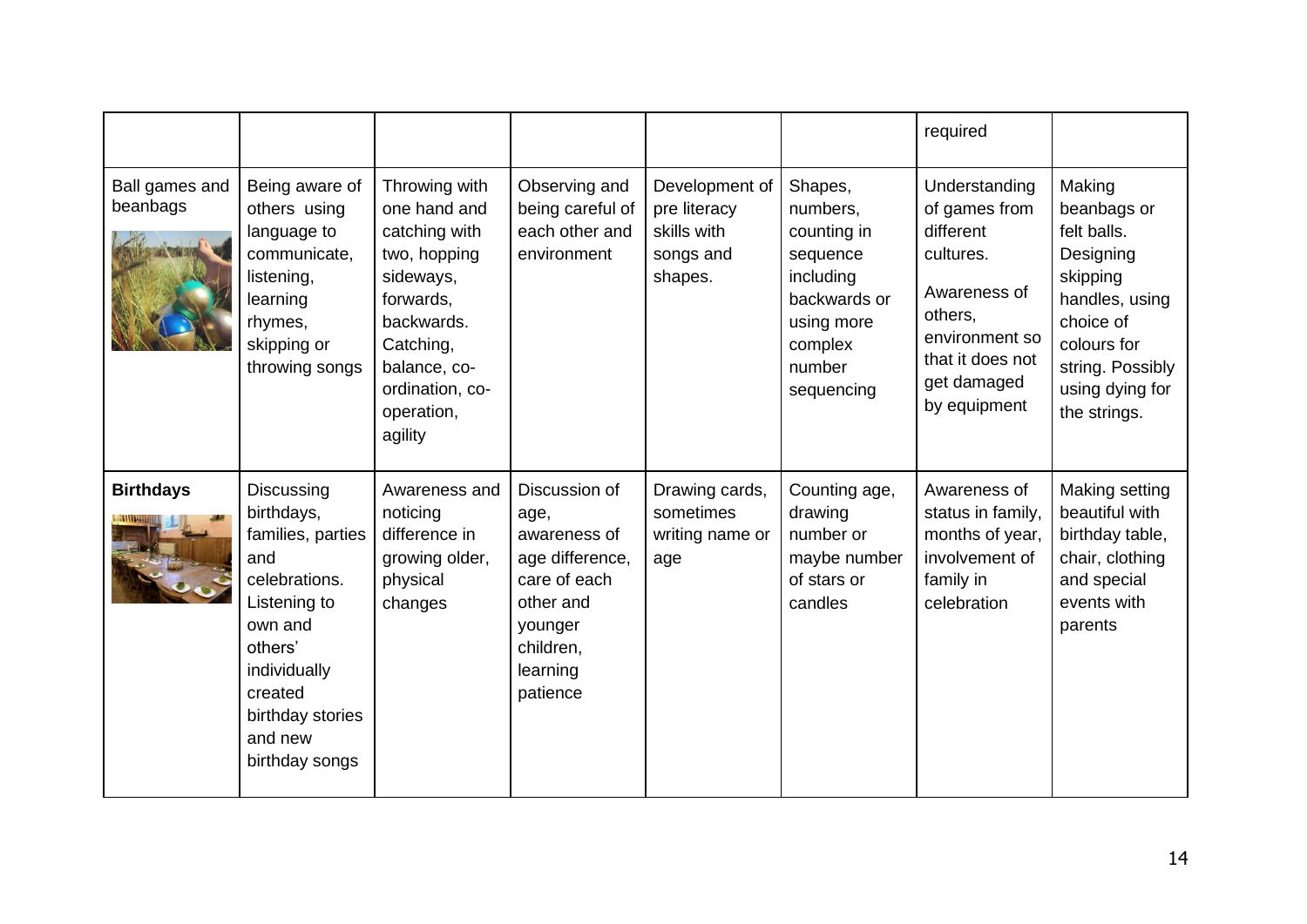| | | | | | | | |
|---|---|---|---|---|---|---|---|
| | | | | | | required | |
| Ball games and beanbags | Being aware of others using language to communicate, listening, learning rhymes, skipping or throwing songs | Throwing with one hand and catching with two, hopping sideways, forwards, backwards. Catching, balance, co-ordination, co-operation, agility | Observing and being careful of each other and environment | Development of pre literacy skills with songs and shapes. | Shapes, numbers, counting in sequence including backwards or using more complex number sequencing | Understanding of games from different cultures. Awareness of others, environment so that it does not get damaged by equipment | Making beanbags or felt balls. Designing skipping handles, using choice of colours for string. Possibly using dying for the strings. |
| **Birthdays** | Discussing birthdays, families, parties and celebrations. Listening to own and others' individually created birthday stories and new birthday songs | Awareness and noticing difference in growing older, physical changes | Discussion of age, awareness of age difference, care of each other and younger children, learning patience | Drawing cards, sometimes writing name or age | Counting age, drawing number or maybe number of stars or candles | Awareness of status in family, months of year, involvement of family in celebration | Making setting beautiful with birthday table, chair, clothing and special events with parents |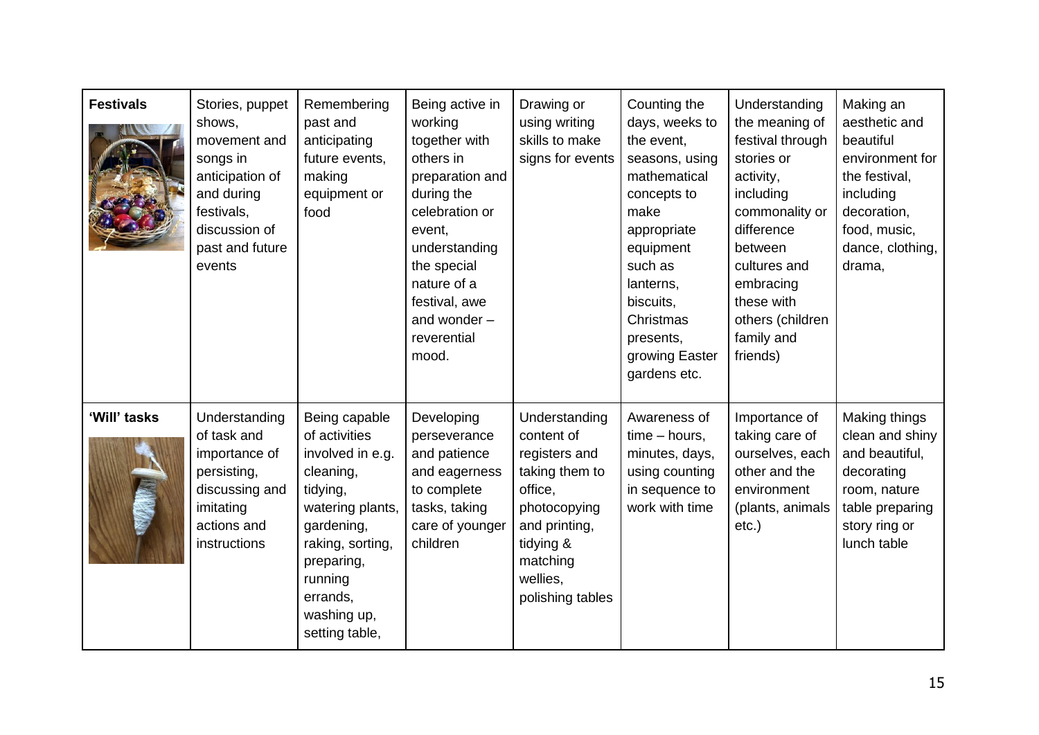| **Festivals** | Stories, puppet shows, movement and songs in anticipation of and during festivals, discussion of past and future events | Remembering past and anticipating future events, making equipment or food | Being active in working together with others in preparation and during the celebration or event, understanding the special nature of a festival, awe and wonder – reverential mood. | Drawing or using writing skills to make signs for events | Counting the days, weeks to the event, seasons, using mathematical concepts to make appropriate equipment such as lanterns, biscuits, Christmas presents, growing Easter gardens etc. | Understanding the meaning of festival through stories or activity, including commonality or difference between cultures and embracing these with others (children family and friends) | Making an aesthetic and beautiful environment for the festival, including decoration, food, music, dance, clothing, drama, |
|---|---|---|---|---|---|---|---|
| **'Will' tasks** | Understanding of task and importance of persisting, discussing and imitating actions and instructions | Being capable of activities involved in e.g. cleaning, tidying, watering plants, gardening, raking, sorting, preparing, running errands, washing up, setting table, | Developing perseverance and patience and eagerness to complete tasks, taking care of younger children | Understanding content of registers and taking them to office, photocopying and printing, tidying & matching wellies, polishing tables | Awareness of time – hours, minutes, days, using counting in sequence to work with time | Importance of taking care of ourselves, each other and the environment (plants, animals etc.) | Making things clean and shiny and beautiful, decorating room, nature table preparing story ring or lunch table |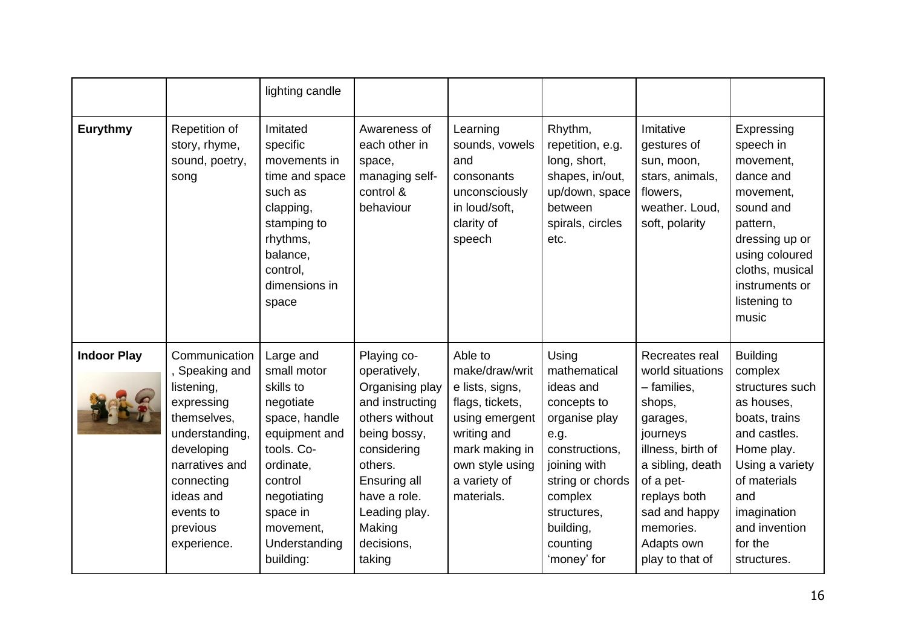| | | lighting candle | | | | | |
|---|---|---|---|---|---|---|---|
| **Eurythmy** | Repetition of story, rhyme, sound, poetry, song | Imitated specific movements in time and space such as clapping, stamping to rhythms, balance, control, dimensions in space | Awareness of each other in space, managing self-control & behaviour | Learning sounds, vowels and consonants unconsciously in loud/soft, clarity of speech | Rhythm, repetition, e.g. long, short, shapes, in/out, up/down, space between spirals, circles etc. | Imitative gestures of sun, moon, stars, animals, flowers, weather. Loud, soft, polarity | Expressing speech in movement, dance and movement, sound and pattern, dressing up or using coloured cloths, musical instruments or listening to music |
| **Indoor Play** | Communication, Speaking and listening, expressing themselves, understanding, developing narratives and connecting ideas and events to previous experience. | Large and small motor skills to negotiate space, handle equipment and tools. Co-ordinate, control negotiating space in movement, Understanding building: | Playing co-operatively, Organising play and instructing others without being bossy, considering others. Ensuring all have a role. Leading play. Making decisions, taking | Able to make/draw/write lists, signs, flags, tickets, using emergent writing and mark making in own style using a variety of materials. | Using mathematical ideas and concepts to organise play e.g. constructions, joining with string or chords complex structures, building, counting 'money' for | Recreates real world situations – families, shops, garages, journeys illness, birth of a sibling, death of a pet- replays both sad and happy memories. Adapts own play to that of | Building complex structures such as houses, boats, trains and castles. Home play. Using a variety of materials and imagination and invention for the structures. |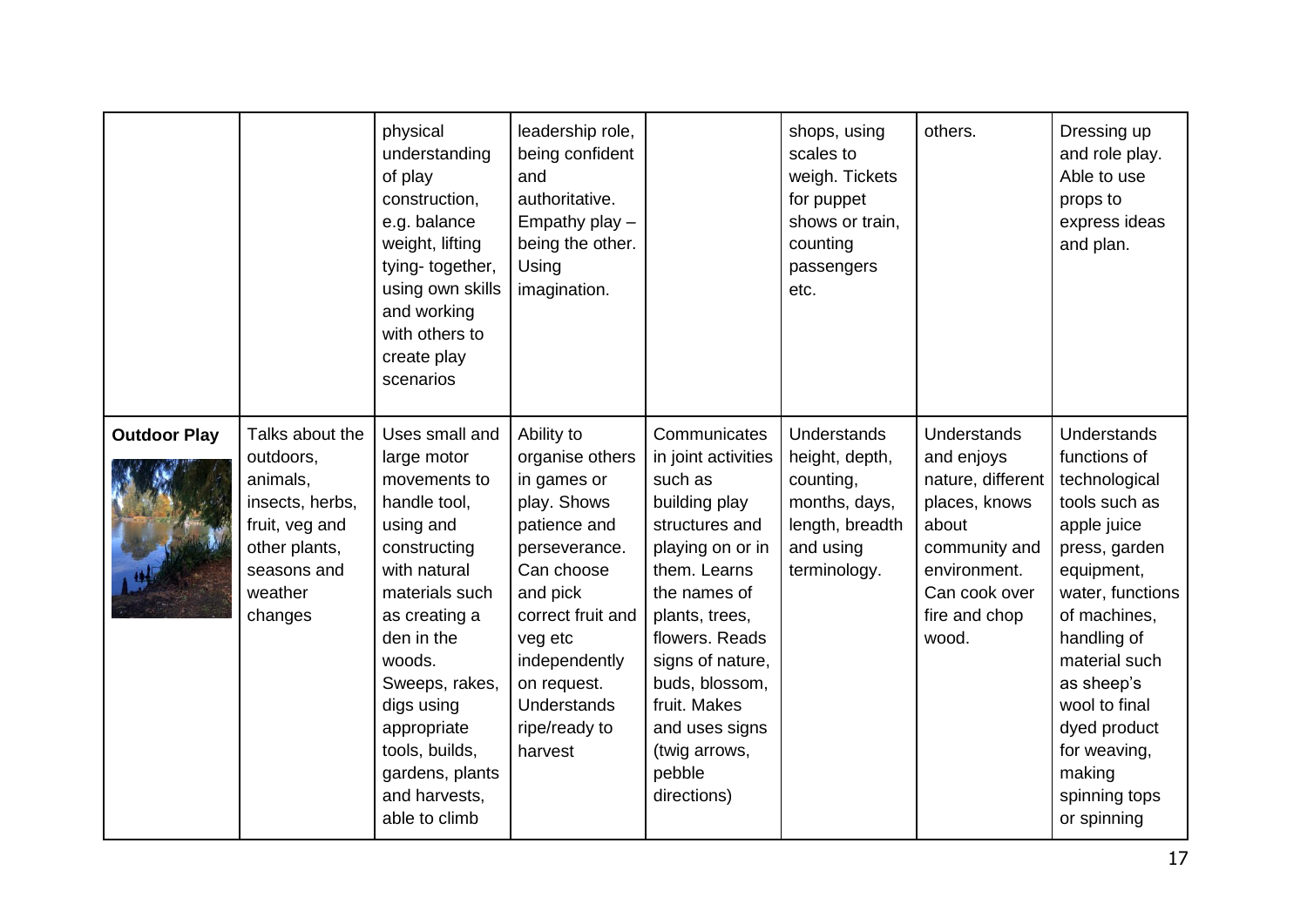| | | | | | | | |
|---|---|---|---|---|---|---|---|
| | | physical understanding of play construction, e.g. balance weight, lifting tying- together, using own skills and working with others to create play scenarios | leadership role, being confident and authoritative. Empathy play – being the other. Using imagination. | | shops, using scales to weigh. Tickets for puppet shows or train, counting passengers etc. | others. | Dressing up and role play. Able to use props to express ideas and plan. |
| **Outdoor Play** | Talks about the outdoors, animals, insects, herbs, fruit, veg and other plants, seasons and weather changes | Uses small and large motor movements to handle tool, using and constructing with natural materials such as creating a den in the woods. Sweeps, rakes, digs using appropriate tools, builds, gardens, plants and harvests, able to climb | Ability to organise others in games or play. Shows patience and perseverance. Can choose and pick correct fruit and veg etc independently on request. Understands ripe/ready to harvest | Communicates in joint activities such as building play structures and playing on or in them. Learns the names of plants, trees, flowers. Reads signs of nature, buds, blossom, fruit. Makes and uses signs (twig arrows, pebble directions) | Understands height, depth, counting, months, days, length, breadth and using terminology. | Understands and enjoys nature, different places, knows about community and environment. Can cook over fire and chop wood. | Understands functions of technological tools such as apple juice press, garden equipment, water, functions of machines, handling of material such as sheep's wool to final dyed product for weaving, making spinning tops or spinning |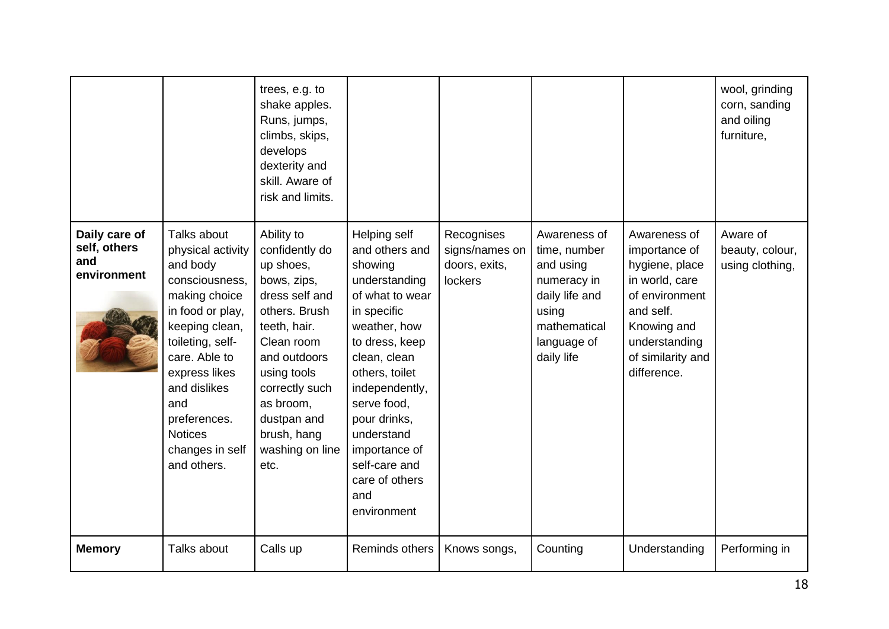| | | | | | | | |
|---|---|---|---|---|---|---|---|
| | | trees, e.g. to shake apples. Runs, jumps, climbs, skips, develops dexterity and skill. Aware of risk and limits. | | | | | wool, grinding corn, sanding and oiling furniture, |
| **Daily care of self, others and environment** | Talks about physical activity and body consciousness, making choice in food or play, keeping clean, toileting, self-care. Able to express likes and dislikes and preferences. Notices changes in self and others. | Ability to confidently do up shoes, bows, zips, dress self and others. Brush teeth, hair. Clean room and outdoors using tools correctly such as broom, dustpan and brush, hang washing on line etc. | Helping self and others and showing understanding of what to wear in specific weather, how to dress, keep clean, clean others, toilet independently, serve food, pour drinks, understand importance of self-care and care of others and environment | Recognises signs/names on doors, exits, lockers | Awareness of time, number and using numeracy in daily life and using mathematical language of daily life | Awareness of importance of hygiene, place in world, care of environment and self. Knowing and understanding of similarity and difference. | Aware of beauty, colour, using clothing, |
| **Memory** | Talks about | Calls up | Reminds others | Knows songs, | Counting | Understanding | Performing in |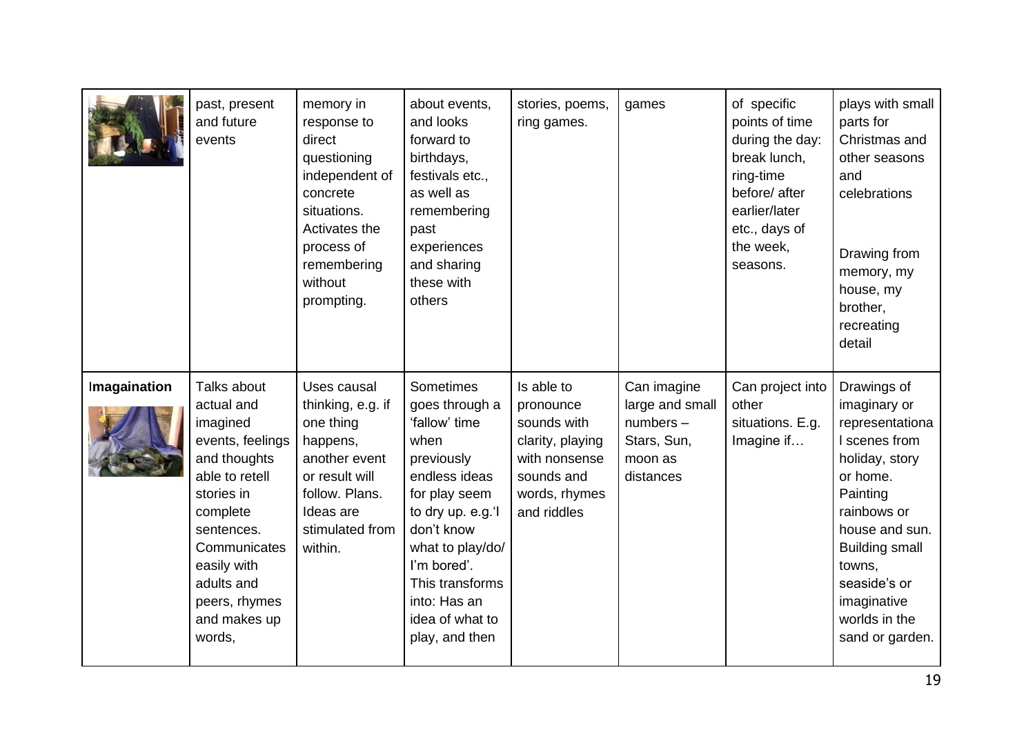| | past, present and future events | memory in response to direct questioning independent of concrete situations. Activates the process of remembering without prompting. | about events, and looks forward to birthdays, festivals etc., as well as remembering past experiences and sharing these with others | stories, poems, ring games. | games | of specific points of time during the day: break lunch, ring-time before/ after earlier/later etc., days of the week, seasons. | plays with small parts for Christmas and other seasons and celebrations<br><br>Drawing from memory, my house, my brother, recreating detail |
|---|---|---|---|---|---|---|---|
| **Imagaination** | Talks about actual and imagined events, feelings and thoughts able to retell stories in complete sentences. Communicates easily with adults and peers, rhymes and makes up words, | Uses causal thinking, e.g. if one thing happens, another event or result will follow. Plans. Ideas are stimulated from within. | Sometimes goes through a 'fallow' time when previously endless ideas for play seem to dry up. e.g.'I don't know what to play/do/ I'm bored'. This transforms into: Has an idea of what to play, and then | Is able to pronounce sounds with clarity, playing with nonsense sounds and words, rhymes and riddles | Can imagine large and small numbers – Stars, Sun, moon as distances | Can project into other situations. E.g. Imagine if… | Drawings of imaginary or representational scenes from holiday, story or home. Painting rainbows or house and sun. Building small towns, seaside's or imaginative worlds in the sand or garden. |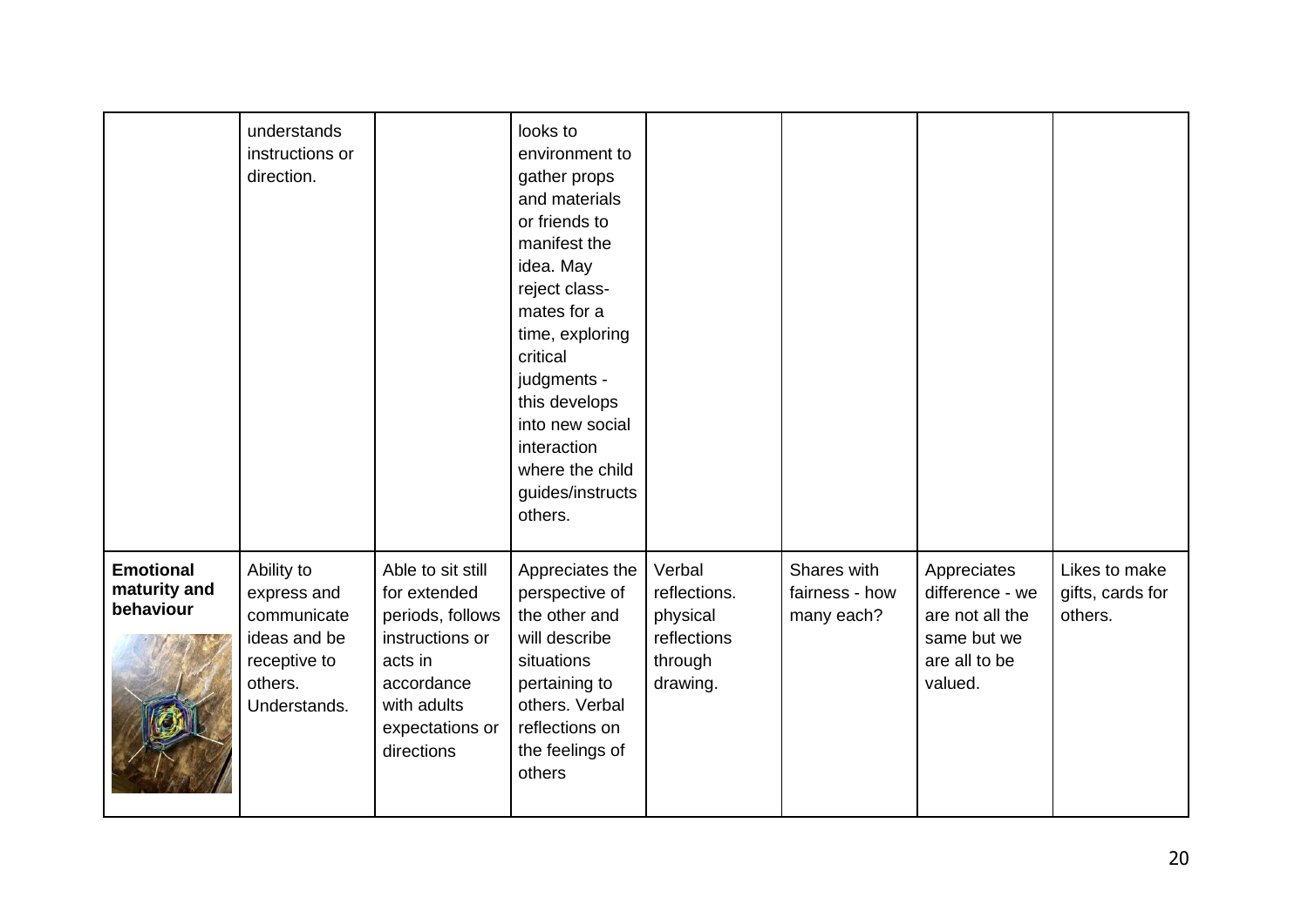| | | | | | | | |
|---|---|---|---|---|---|---|---|
| | understands instructions or direction. | | looks to environment to gather props and materials or friends to manifest the idea. May reject class-mates for a time, exploring critical judgments - this develops into new social interaction where the child guides/instructs others. | | | | |
| **Emotional maturity and behaviour** | Ability to express and communicate ideas and be receptive to others. Understands. | Able to sit still for extended periods, follows instructions or acts in accordance with adults expectations or directions | Appreciates the perspective of the other and will describe situations pertaining to others. Verbal reflections on the feelings of others | Verbal reflections. physical reflections through drawing. | Shares with fairness - how many each? | Appreciates difference - we are not all the same but we are all to be valued. | Likes to make gifts, cards for others. |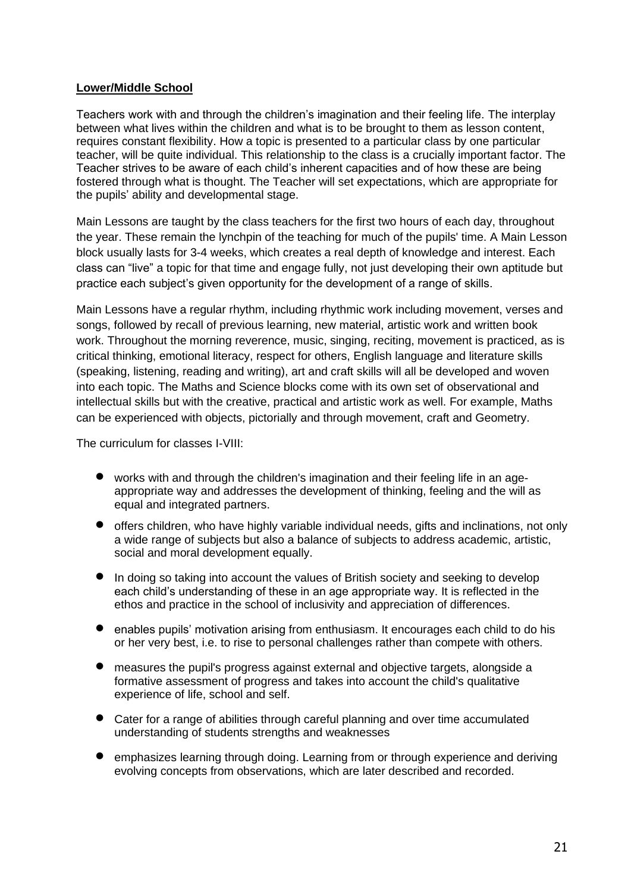**Lower/Middle School**

Teachers work with and through the children's imagination and their feeling life. The interplay between what lives within the children and what is to be brought to them as lesson content, requires constant flexibility. How a topic is presented to a particular class by one particular teacher, will be quite individual. This relationship to the class is a crucially important factor. The Teacher strives to be aware of each child's inherent capacities and of how these are being fostered through what is thought. The Teacher will set expectations, which are appropriate for the pupils' ability and developmental stage.

Main Lessons are taught by the class teachers for the first two hours of each day, throughout the year. These remain the lynchpin of the teaching for much of the pupils' time. A Main Lesson block usually lasts for 3-4 weeks, which creates a real depth of knowledge and interest. Each class can "live" a topic for that time and engage fully, not just developing their own aptitude but practice each subject's given opportunity for the development of a range of skills.

Main Lessons have a regular rhythm, including rhythmic work including movement, verses and songs, followed by recall of previous learning, new material, artistic work and written book work. Throughout the morning reverence, music, singing, reciting, movement is practiced, as is critical thinking, emotional literacy, respect for others, English language and literature skills (speaking, listening, reading and writing), art and craft skills will all be developed and woven into each topic. The Maths and Science blocks come with its own set of observational and intellectual skills but with the creative, practical and artistic work as well. For example, Maths can be experienced with objects, pictorially and through movement, craft and Geometry.

The curriculum for classes I-VIII:

- works with and through the children's imagination and their feeling life in an age-appropriate way and addresses the development of thinking, feeling and the will as equal and integrated partners.
- offers children, who have highly variable individual needs, gifts and inclinations, not only a wide range of subjects but also a balance of subjects to address academic, artistic, social and moral development equally.
- In doing so taking into account the values of British society and seeking to develop each child's understanding of these in an age appropriate way. It is reflected in the ethos and practice in the school of inclusivity and appreciation of differences.
- enables pupils' motivation arising from enthusiasm. It encourages each child to do his or her very best, i.e. to rise to personal challenges rather than compete with others.
- measures the pupil's progress against external and objective targets, alongside a formative assessment of progress and takes into account the child's qualitative experience of life, school and self.
- Cater for a range of abilities through careful planning and over time accumulated understanding of students strengths and weaknesses
- emphasizes learning through doing. Learning from or through experience and deriving evolving concepts from observations, which are later described and recorded.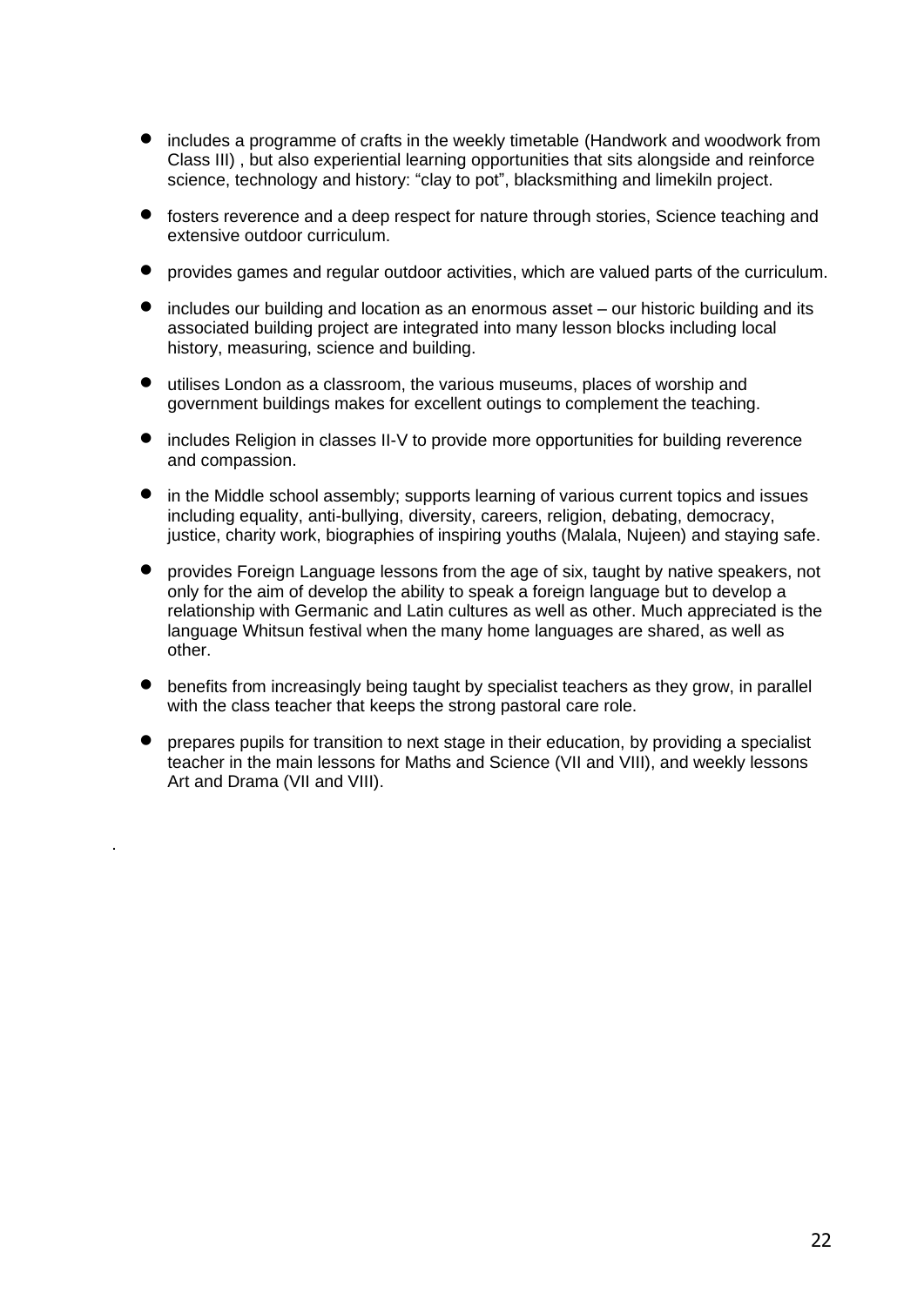- includes a programme of crafts in the weekly timetable (Handwork and woodwork from Class III) , but also experiential learning opportunities that sits alongside and reinforce science, technology and history: "clay to pot", blacksmithing and limekiln project.
- fosters reverence and a deep respect for nature through stories, Science teaching and extensive outdoor curriculum.
- provides games and regular outdoor activities, which are valued parts of the curriculum.
- includes our building and location as an enormous asset – our historic building and its associated building project are integrated into many lesson blocks including local history, measuring, science and building.
- utilises London as a classroom, the various museums, places of worship and government buildings makes for excellent outings to complement the teaching.
- includes Religion in classes II-V to provide more opportunities for building reverence and compassion.
- in the Middle school assembly; supports learning of various current topics and issues including equality, anti-bullying, diversity, careers, religion, debating, democracy, justice, charity work, biographies of inspiring youths (Malala, Nujeen) and staying safe.
- provides Foreign Language lessons from the age of six, taught by native speakers, not only for the aim of develop the ability to speak a foreign language but to develop a relationship with Germanic and Latin cultures as well as other. Much appreciated is the language Whitsun festival when the many home languages are shared, as well as other.
- benefits from increasingly being taught by specialist teachers as they grow, in parallel with the class teacher that keeps the strong pastoral care role.
- prepares pupils for transition to next stage in their education, by providing a specialist teacher in the main lessons for Maths and Science (VII and VIII), and weekly lessons Art and Drama (VII and VIII).

.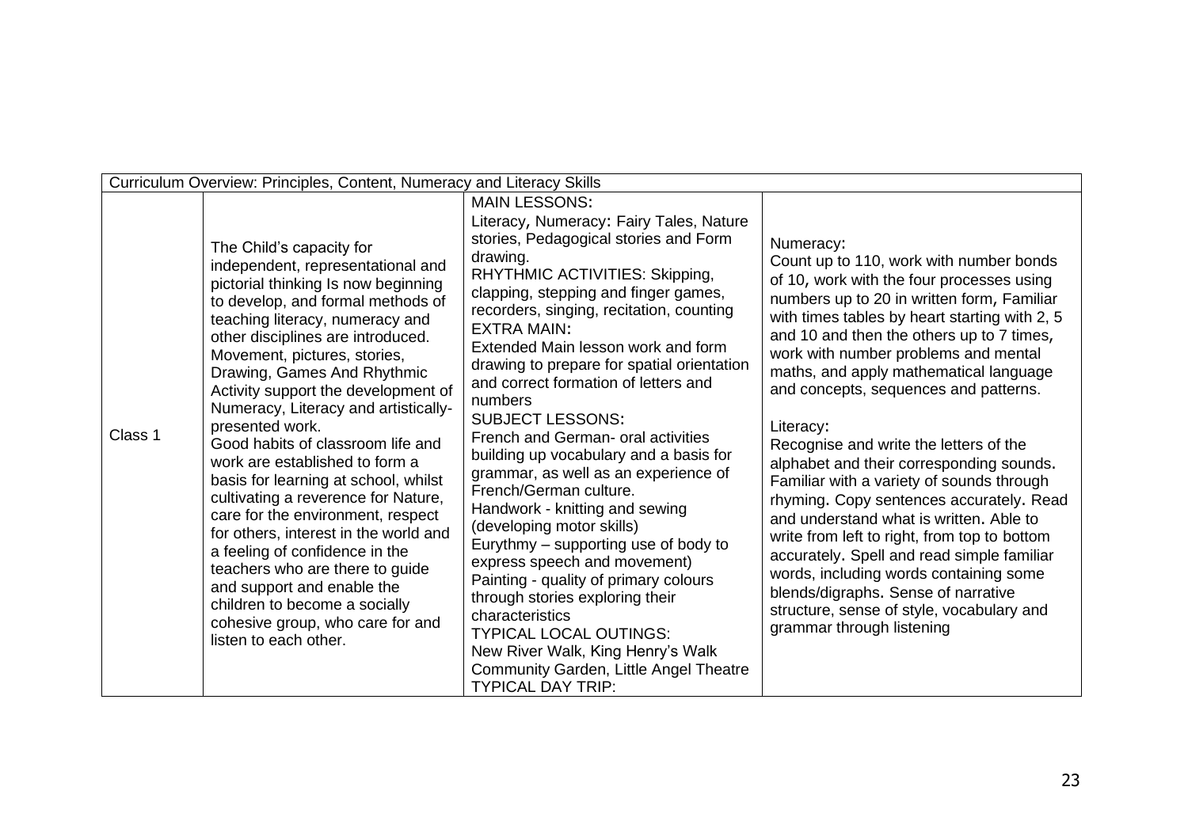| Curriculum Overview: Principles, Content, Numeracy and Literacy Skills | | | |
|---|---|---|---|
| Class 1 | The Child's capacity for independent, representational and pictorial thinking Is now beginning to develop, and formal methods of teaching literacy, numeracy and other disciplines are introduced. Movement, pictures, stories, Drawing, Games And Rhythmic Activity support the development of Numeracy, Literacy and artistically-presented work.<br>Good habits of classroom life and work are established to form a basis for learning at school, whilst cultivating a reverence for Nature, care for the environment, respect for others, interest in the world and a feeling of confidence in the teachers who are there to guide and support and enable the children to become a socially cohesive group, who care for and listen to each other. | MAIN LESSONS:<br>Literacy, Numeracy: Fairy Tales, Nature stories, Pedagogical stories and Form drawing.<br>RHYTHMIC ACTIVITIES: Skipping, clapping, stepping and finger games, recorders, singing, recitation, counting<br>EXTRA MAIN:<br>Extended Main lesson work and form drawing to prepare for spatial orientation and correct formation of letters and numbers<br>SUBJECT LESSONS:<br>French and German- oral activities building up vocabulary and a basis for grammar, as well as an experience of French/German culture.<br>Handwork - knitting and sewing (developing motor skills)<br>Eurythmy – supporting use of body to express speech and movement)<br>Painting - quality of primary colours through stories exploring their characteristics<br>TYPICAL LOCAL OUTINGS:<br>New River Walk, King Henry's Walk Community Garden, Little Angel Theatre<br>TYPICAL DAY TRIP: | Numeracy:<br>Count up to 110, work with number bonds of 10, work with the four processes using numbers up to 20 in written form, Familiar with times tables by heart starting with 2, 5 and 10 and then the others up to 7 times, work with number problems and mental maths, and apply mathematical language and concepts, sequences and patterns.<br><br>Literacy:<br>Recognise and write the letters of the alphabet and their corresponding sounds. Familiar with a variety of sounds through rhyming. Copy sentences accurately. Read and understand what is written. Able to write from left to right, from top to bottom accurately. Spell and read simple familiar words, including words containing some blends/digraphs. Sense of narrative structure, sense of style, vocabulary and grammar through listening |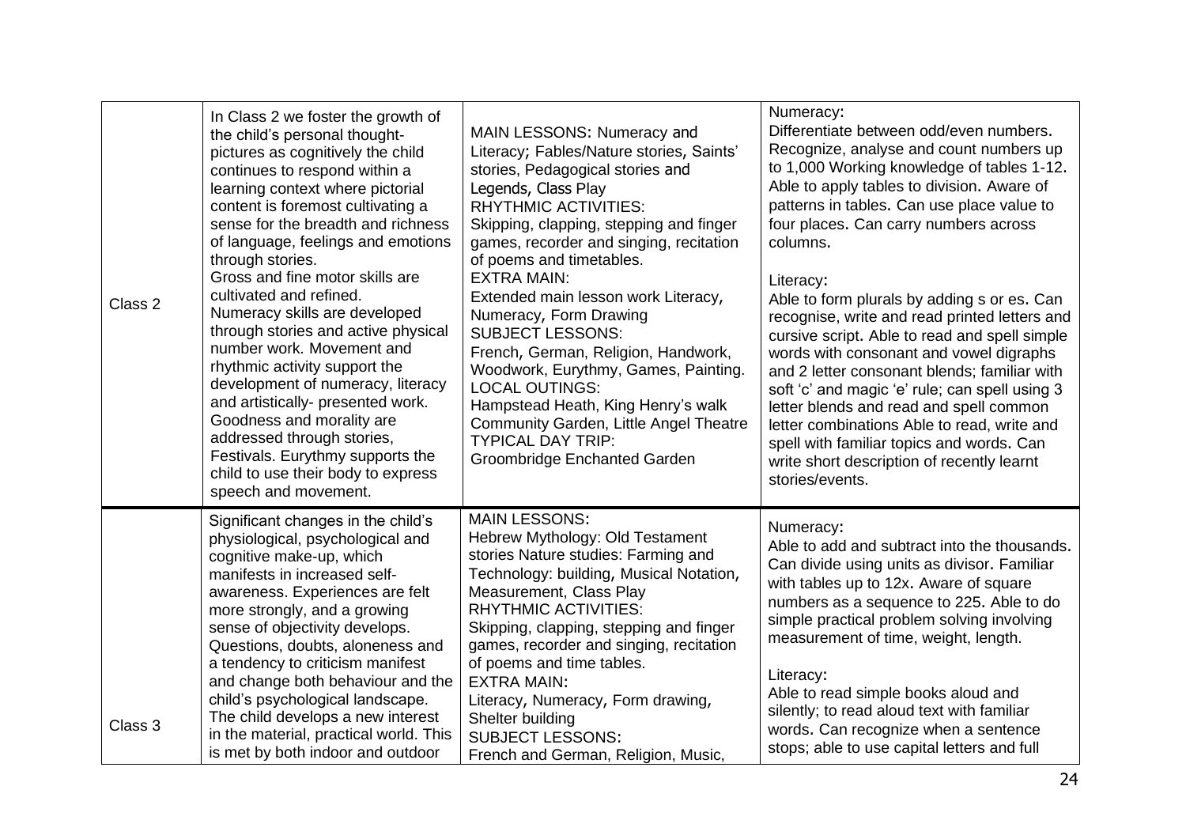| | | | |
|---|---|---|---|
| Class 2 | In Class 2 we foster the growth of the child's personal thought-pictures as cognitively the child continues to respond within a learning context where pictorial content is foremost cultivating a sense for the breadth and richness of language, feelings and emotions through stories.<br>Gross and fine motor skills are cultivated and refined.<br>Numeracy skills are developed through stories and active physical number work. Movement and rhythmic activity support the development of numeracy, literacy and artistically- presented work.<br>Goodness and morality are addressed through stories, Festivals. Eurythmy supports the child to use their body to express speech and movement. | MAIN LESSONS: Numeracy and Literacy; Fables/Nature stories, Saints' stories, Pedagogical stories and Legends, Class Play<br>RHYTHMIC ACTIVITIES:<br>Skipping, clapping, stepping and finger games, recorder and singing, recitation of poems and timetables.<br>EXTRA MAIN:<br>Extended main lesson work Literacy, Numeracy, Form Drawing<br>SUBJECT LESSONS:<br>French, German, Religion, Handwork, Woodwork, Eurythmy, Games, Painting.<br>LOCAL OUTINGS:<br>Hampstead Heath, King Henry's walk Community Garden, Little Angel Theatre<br>TYPICAL DAY TRIP:<br>Groombridge Enchanted Garden | Numeracy:<br>Differentiate between odd/even numbers. Recognize, analyse and count numbers up to 1,000 Working knowledge of tables 1-12. Able to apply tables to division. Aware of patterns in tables. Can use place value to four places. Can carry numbers across columns.<br><br>Literacy:<br>Able to form plurals by adding s or es. Can recognise, write and read printed letters and cursive script. Able to read and spell simple words with consonant and vowel digraphs and 2 letter consonant blends; familiar with soft 'c' and magic 'e' rule; can spell using 3 letter blends and read and spell common letter combinations Able to read, write and spell with familiar topics and words. Can write short description of recently learnt stories/events. |
| Class 3 | Significant changes in the child's physiological, psychological and cognitive make-up, which manifests in increased self-awareness. Experiences are felt more strongly, and a growing sense of objectivity develops. Questions, doubts, aloneness and a tendency to criticism manifest and change both behaviour and the child's psychological landscape. The child develops a new interest in the material, practical world. This is met by both indoor and outdoor | MAIN LESSONS:<br>Hebrew Mythology: Old Testament stories Nature studies: Farming and Technology: building, Musical Notation, Measurement, Class Play<br>RHYTHMIC ACTIVITIES:<br>Skipping, clapping, stepping and finger games, recorder and singing, recitation of poems and time tables.<br>EXTRA MAIN:<br>Literacy, Numeracy, Form drawing, Shelter building<br>SUBJECT LESSONS:<br>French and German, Religion, Music, | Numeracy:<br>Able to add and subtract into the thousands. Can divide using units as divisor. Familiar with tables up to 12x. Aware of square numbers as a sequence to 225. Able to do simple practical problem solving involving measurement of time, weight, length.<br><br>Literacy:<br>Able to read simple books aloud and silently; to read aloud text with familiar words. Can recognize when a sentence stops; able to use capital letters and full |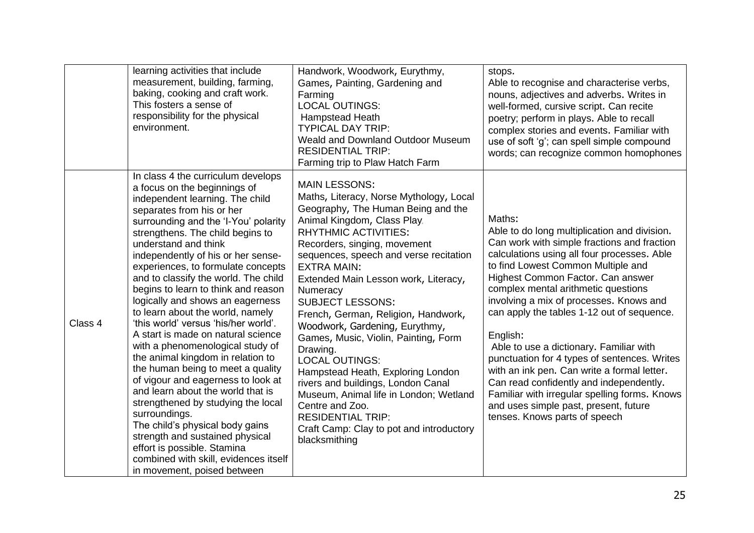| | | | |
|---|---|---|---|
| | learning activities that include measurement, building, farming, baking, cooking and craft work. This fosters a sense of responsibility for the physical environment. | Handwork, Woodwork, Eurythmy, Games, Painting, Gardening and Farming<br>LOCAL OUTINGS:<br>Hampstead Heath<br>TYPICAL DAY TRIP:<br>Weald and Downland Outdoor Museum<br>RESIDENTIAL TRIP:<br>Farming trip to Plaw Hatch Farm | stops.<br>Able to recognise and characterise verbs, nouns, adjectives and adverbs. Writes in well-formed, cursive script. Can recite poetry; perform in plays. Able to recall complex stories and events. Familiar with use of soft 'g'; can spell simple compound words; can recognize common homophones |
| Class 4 | In class 4 the curriculum develops a focus on the beginnings of independent learning. The child separates from his or her surrounding and the 'I-You' polarity strengthens. The child begins to understand and think independently of his or her sense-experiences, to formulate concepts and to classify the world. The child begins to learn to think and reason logically and shows an eagerness to learn about the world, namely 'this world' versus 'his/her world'. A start is made on natural science with a phenomenological study of the animal kingdom in relation to the human being to meet a quality of vigour and eagerness to look at and learn about the world that is strengthened by studying the local surroundings.<br>The child's physical body gains strength and sustained physical effort is possible. Stamina combined with skill, evidences itself in movement, poised between | MAIN LESSONS:<br>Maths, Literacy, Norse Mythology, Local Geography, The Human Being and the Animal Kingdom, Class Play.<br>RHYTHMIC ACTIVITIES:<br>Recorders, singing, movement sequences, speech and verse recitation<br>EXTRA MAIN:<br>Extended Main Lesson work, Literacy, Numeracy<br>SUBJECT LESSONS:<br>French, German, Religion, Handwork, Woodwork, Gardening, Eurythmy, Games, Music, Violin, Painting, Form Drawing.<br>LOCAL OUTINGS:<br>Hampstead Heath, Exploring London rivers and buildings, London Canal Museum, Animal life in London; Wetland Centre and Zoo.<br>RESIDENTIAL TRIP:<br>Craft Camp: Clay to pot and introductory blacksmithing | Maths:<br>Able to do long multiplication and division. Can work with simple fractions and fraction calculations using all four processes. Able to find Lowest Common Multiple and Highest Common Factor. Can answer complex mental arithmetic questions involving a mix of processes. Knows and can apply the tables 1-12 out of sequence.<br><br>English:<br>Able to use a dictionary. Familiar with punctuation for 4 types of sentences. Writes with an ink pen. Can write a formal letter. Can read confidently and independently. Familiar with irregular spelling forms. Knows and uses simple past, present, future tenses. Knows parts of speech |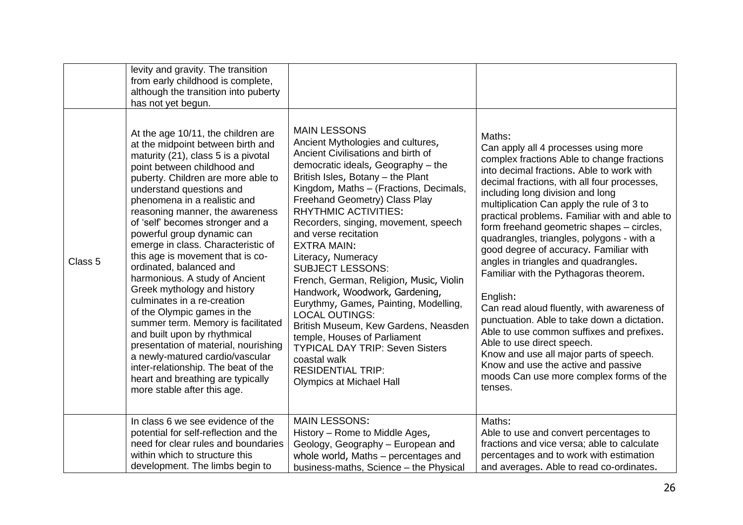| | | | |
|---|---|---|---|
| | levity and gravity. The transition from early childhood is complete, although the transition into puberty has not yet begun. | | |
| Class 5 | At the age 10/11, the children are at the midpoint between birth and maturity (21), class 5 is a pivotal point between childhood and puberty. Children are more able to understand questions and phenomena in a realistic and reasoning manner, the awareness of 'self' becomes stronger and a powerful group dynamic can emerge in class. Characteristic of this age is movement that is co-ordinated, balanced and harmonious. A study of Ancient Greek mythology and history culminates in a re-creation of the Olympic games in the summer term. Memory is facilitated and built upon by rhythmical presentation of material, nourishing a newly-matured cardio/vascular inter-relationship. The beat of the heart and breathing are typically more stable after this age. | MAIN LESSONS<br>Ancient Mythologies and cultures, Ancient Civilisations and birth of democratic ideals, Geography – the British Isles, Botany – the Plant Kingdom, Maths – (Fractions, Decimals, Freehand Geometry) Class Play<br>RHYTHMIC ACTIVITIES:<br>Recorders, singing, movement, speech and verse recitation<br>EXTRA MAIN:<br>Literacy, Numeracy<br>SUBJECT LESSONS:<br>French, German, Religion, Music, Violin Handwork, Woodwork, Gardening, Eurythmy, Games, Painting, Modelling,<br>LOCAL OUTINGS:<br>British Museum, Kew Gardens, Neasden temple, Houses of Parliament<br>TYPICAL DAY TRIP: Seven Sisters coastal walk<br>RESIDENTIAL TRIP:<br>Olympics at Michael Hall | Maths:<br>Can apply all 4 processes using more complex fractions Able to change fractions into decimal fractions. Able to work with decimal fractions, with all four processes, including long division and long multiplication Can apply the rule of 3 to practical problems. Familiar with and able to form freehand geometric shapes – circles, quadrangles, triangles, polygons - with a good degree of accuracy. Familiar with angles in triangles and quadrangles. Familiar with the Pythagoras theorem.<br><br>English:<br>Can read aloud fluently, with awareness of punctuation. Able to take down a dictation. Able to use common suffixes and prefixes. Able to use direct speech.<br>Know and use all major parts of speech. Know and use the active and passive moods Can use more complex forms of the tenses. |
| | In class 6 we see evidence of the potential for self-reflection and the need for clear rules and boundaries within which to structure this development. The limbs begin to | MAIN LESSONS:<br>History – Rome to Middle Ages, Geology, Geography – European and whole world, Maths – percentages and business-maths, Science – the Physical | Maths:<br>Able to use and convert percentages to fractions and vice versa; able to calculate percentages and to work with estimation and averages. Able to read co-ordinates. |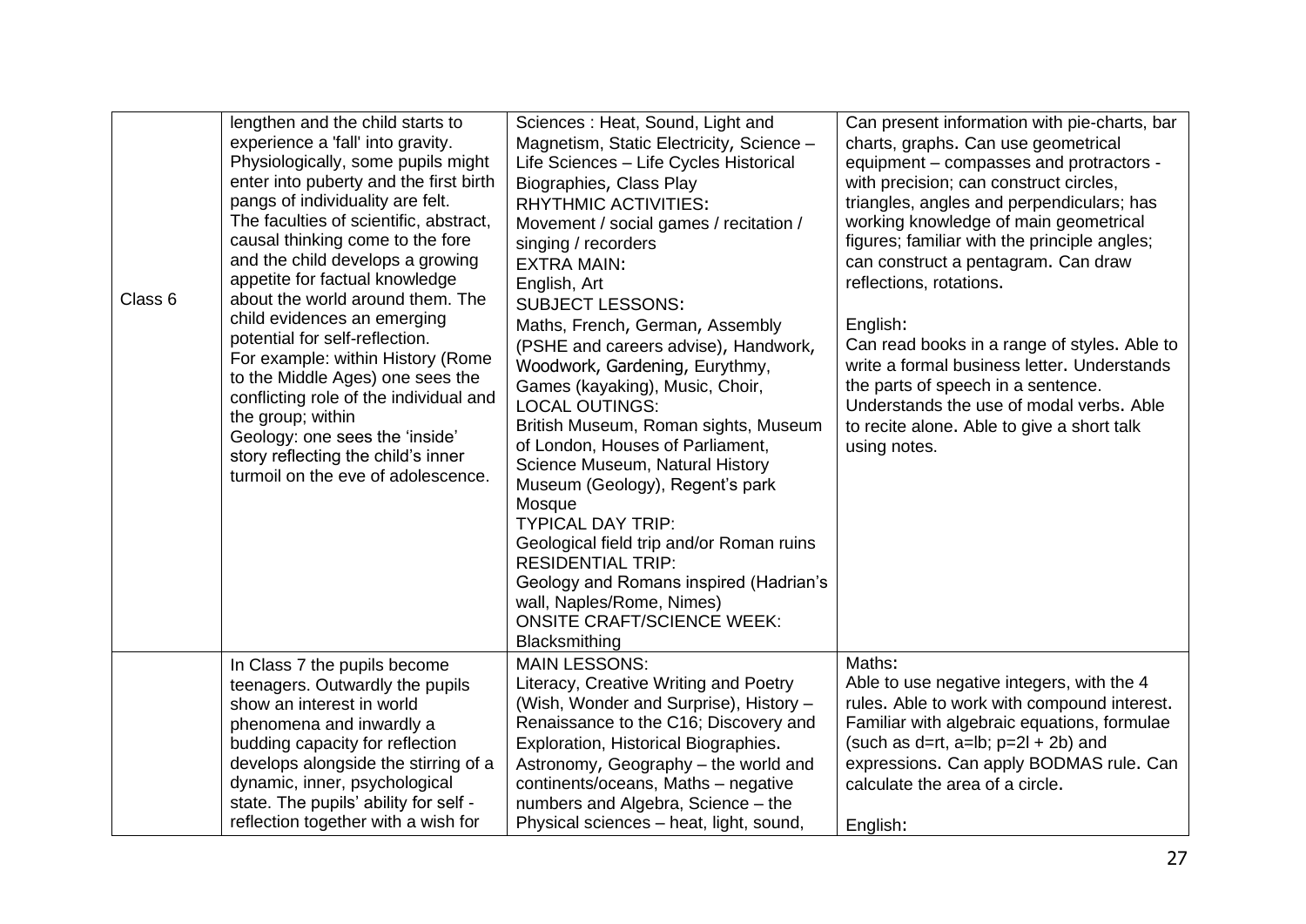| | | | |
|---|---|---|---|
| Class 6 | lengthen and the child starts to experience a 'fall' into gravity. Physiologically, some pupils might enter into puberty and the first birth pangs of individuality are felt. The faculties of scientific, abstract, causal thinking come to the fore and the child develops a growing appetite for factual knowledge about the world around them. The child evidences an emerging potential for self-reflection. For example: within History (Rome to the Middle Ages) one sees the conflicting role of the individual and the group; within Geology: one sees the 'inside' story reflecting the child's inner turmoil on the eve of adolescence. | Sciences : Heat, Sound, Light and Magnetism, Static Electricity, Science – Life Sciences – Life Cycles Historical Biographies, Class Play<br>RHYTHMIC ACTIVITIES:<br>Movement / social games / recitation / singing / recorders<br>EXTRA MAIN:<br>English, Art<br>SUBJECT LESSONS:<br>Maths, French, German, Assembly (PSHE and careers advise), Handwork, Woodwork, Gardening, Eurythmy, Games (kayaking), Music, Choir,<br>LOCAL OUTINGS:<br>British Museum, Roman sights, Museum of London, Houses of Parliament, Science Museum, Natural History Museum (Geology), Regent's park Mosque<br>TYPICAL DAY TRIP:<br>Geological field trip and/or Roman ruins<br>RESIDENTIAL TRIP:<br>Geology and Romans inspired (Hadrian's wall, Naples/Rome, Nimes)<br>ONSITE CRAFT/SCIENCE WEEK:<br>Blacksmithing | Can present information with pie-charts, bar charts, graphs. Can use geometrical equipment – compasses and protractors - with precision; can construct circles, triangles, angles and perpendiculars; has working knowledge of main geometrical figures; familiar with the principle angles; can construct a pentagram. Can draw reflections, rotations.<br><br>English:<br>Can read books in a range of styles. Able to write a formal business letter. Understands the parts of speech in a sentence. Understands the use of modal verbs. Able to recite alone. Able to give a short talk using notes. |
| | In Class 7 the pupils become teenagers. Outwardly the pupils show an interest in world phenomena and inwardly a budding capacity for reflection develops alongside the stirring of a dynamic, inner, psychological state. The pupils' ability for self - reflection together with a wish for | MAIN LESSONS:<br>Literacy, Creative Writing and Poetry (Wish, Wonder and Surprise), History – Renaissance to the C16; Discovery and Exploration, Historical Biographies. Astronomy, Geography – the world and continents/oceans, Maths – negative numbers and Algebra, Science – the Physical sciences – heat, light, sound, | Maths:<br>Able to use negative integers, with the 4 rules. Able to work with compound interest. Familiar with algebraic equations, formulae (such as $d=rt$, $a=lb$; $p=2l + 2b$) and expressions. Can apply BODMAS rule. Can calculate the area of a circle.<br><br>English: |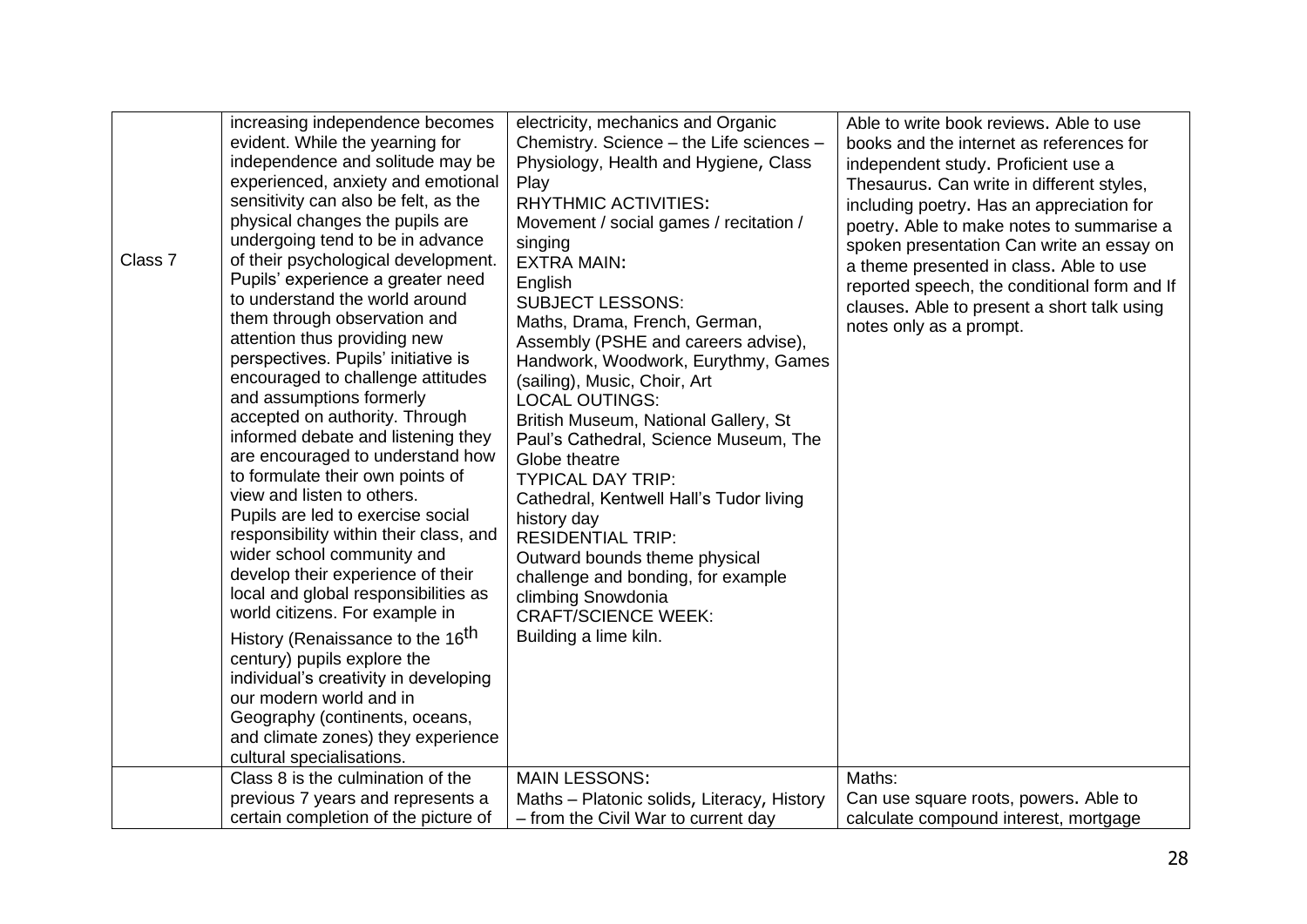| | | | |
|---|---|---|---|
| Class 7 | increasing independence becomes evident. While the yearning for independence and solitude may be experienced, anxiety and emotional sensitivity can also be felt, as the physical changes the pupils are undergoing tend to be in advance of their psychological development. Pupils' experience a greater need to understand the world around them through observation and attention thus providing new perspectives. Pupils' initiative is encouraged to challenge attitudes and assumptions formerly accepted on authority. Through informed debate and listening they are encouraged to understand how to formulate their own points of view and listen to others.<br>Pupils are led to exercise social responsibility within their class, and wider school community and develop their experience of their local and global responsibilities as world citizens. For example in History (Renaissance to the 16th century) pupils explore the individual's creativity in developing our modern world and in Geography (continents, oceans, and climate zones) they experience cultural specialisations. | electricity, mechanics and Organic Chemistry. Science – the Life sciences – Physiology, Health and Hygiene, Class Play<br>RHYTHMIC ACTIVITIES:<br>Movement / social games / recitation / singing<br>EXTRA MAIN:<br>English<br>SUBJECT LESSONS:<br>Maths, Drama, French, German, Assembly (PSHE and careers advise), Handwork, Woodwork, Eurythmy, Games (sailing), Music, Choir, Art<br>LOCAL OUTINGS:<br>British Museum, National Gallery, St Paul's Cathedral, Science Museum, The Globe theatre<br>TYPICAL DAY TRIP:<br>Cathedral, Kentwell Hall's Tudor living history day<br>RESIDENTIAL TRIP:<br>Outward bounds theme physical challenge and bonding, for example climbing Snowdonia<br>CRAFT/SCIENCE WEEK:<br>Building a lime kiln. | Able to write book reviews. Able to use books and the internet as references for independent study. Proficient use a Thesaurus. Can write in different styles, including poetry. Has an appreciation for poetry. Able to make notes to summarise a spoken presentation Can write an essay on a theme presented in class. Able to use reported speech, the conditional form and If clauses. Able to present a short talk using notes only as a prompt. |
| | Class 8 is the culmination of the previous 7 years and represents a certain completion of the picture of | MAIN LESSONS:<br>Maths – Platonic solids, Literacy, History – from the Civil War to current day | Maths:<br>Can use square roots, powers. Able to calculate compound interest, mortgage |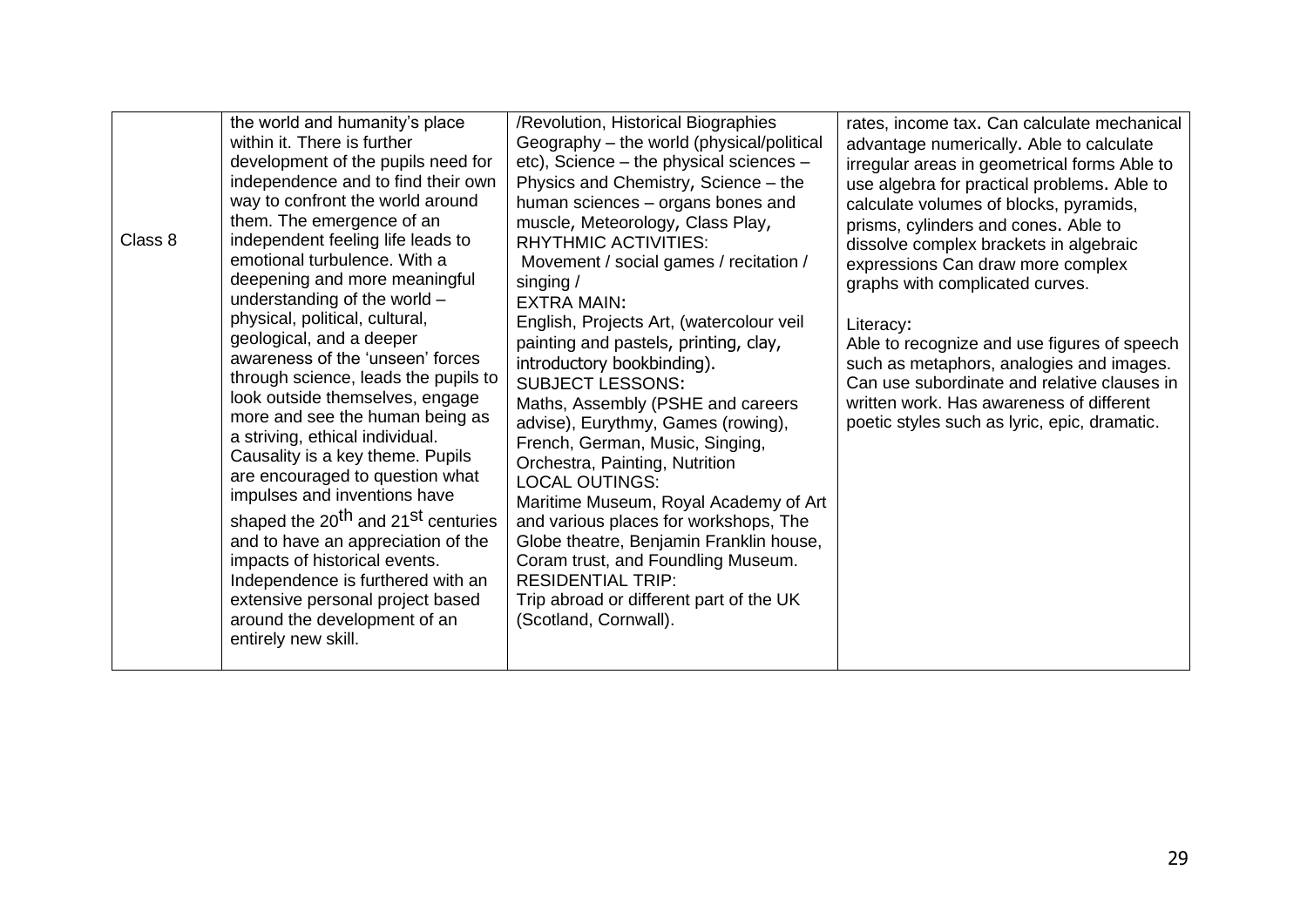| | | | |
|---|---|---|---|
| Class 8 | the world and humanity's place within it. There is further development of the pupils need for independence and to find their own way to confront the world around them. The emergence of an independent feeling life leads to emotional turbulence. With a deepening and more meaningful understanding of the world – physical, political, cultural, geological, and a deeper awareness of the 'unseen' forces through science, leads the pupils to look outside themselves, engage more and see the human being as a striving, ethical individual. Causality is a key theme. Pupils are encouraged to question what impulses and inventions have shaped the 20th and 21st centuries and to have an appreciation of the impacts of historical events. Independence is furthered with an extensive personal project based around the development of an entirely new skill. | /Revolution, Historical Biographies Geography – the world (physical/political etc), Science – the physical sciences – Physics and Chemistry, Science – the human sciences – organs bones and muscle, Meteorology, Class Play,<br>RHYTHMIC ACTIVITIES:<br>Movement / social games / recitation / singing /<br>EXTRA MAIN:<br>English, Projects Art, (watercolour veil painting and pastels, printing, clay, introductory bookbinding).<br>SUBJECT LESSONS:<br>Maths, Assembly (PSHE and careers advise), Eurythmy, Games (rowing), French, German, Music, Singing, Orchestra, Painting, Nutrition<br>LOCAL OUTINGS:<br>Maritime Museum, Royal Academy of Art and various places for workshops, The Globe theatre, Benjamin Franklin house, Coram trust, and Foundling Museum.<br>RESIDENTIAL TRIP:<br>Trip abroad or different part of the UK (Scotland, Cornwall). | rates, income tax. Can calculate mechanical advantage numerically. Able to calculate irregular areas in geometrical forms Able to use algebra for practical problems. Able to calculate volumes of blocks, pyramids, prisms, cylinders and cones. Able to dissolve complex brackets in algebraic expressions Can draw more complex graphs with complicated curves.<br><br>Literacy:<br>Able to recognize and use figures of speech such as metaphors, analogies and images. Can use subordinate and relative clauses in written work. Has awareness of different poetic styles such as lyric, epic, dramatic. |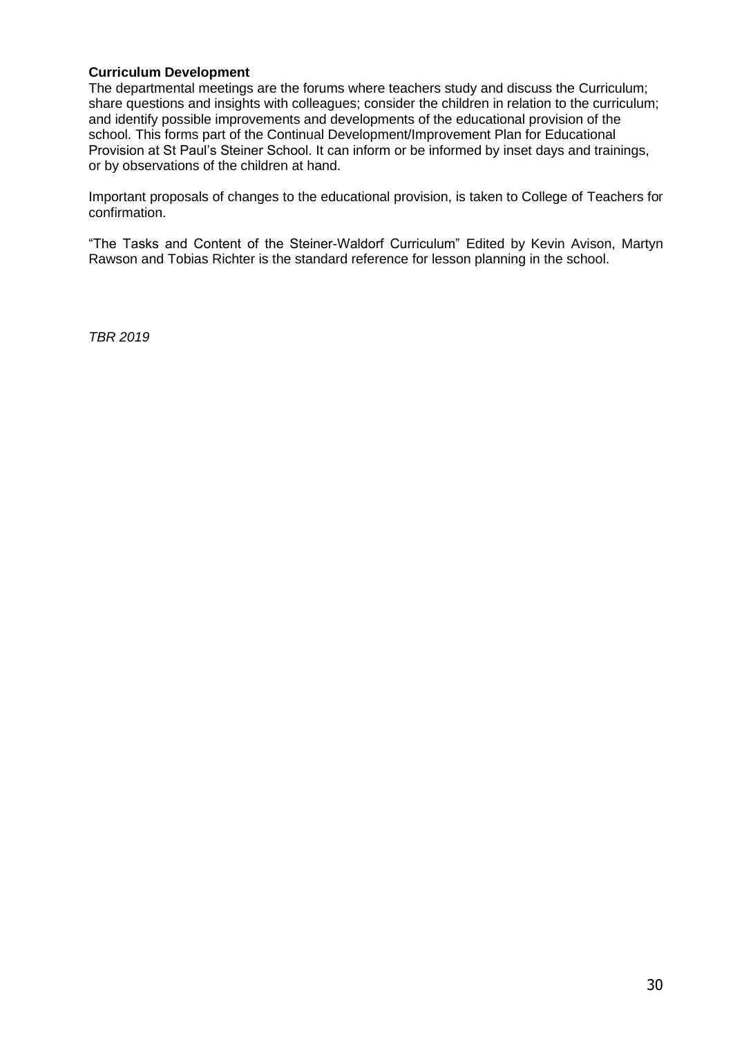**Curriculum Development**
The departmental meetings are the forums where teachers study and discuss the Curriculum; share questions and insights with colleagues; consider the children in relation to the curriculum; and identify possible improvements and developments of the educational provision of the school. This forms part of the Continual Development/Improvement Plan for Educational Provision at St Paul's Steiner School. It can inform or be informed by inset days and trainings, or by observations of the children at hand.

Important proposals of changes to the educational provision, is taken to College of Teachers for confirmation.

"The Tasks and Content of the Steiner-Waldorf Curriculum" Edited by Kevin Avison, Martyn Rawson and Tobias Richter is the standard reference for lesson planning in the school.

*TBR 2019*